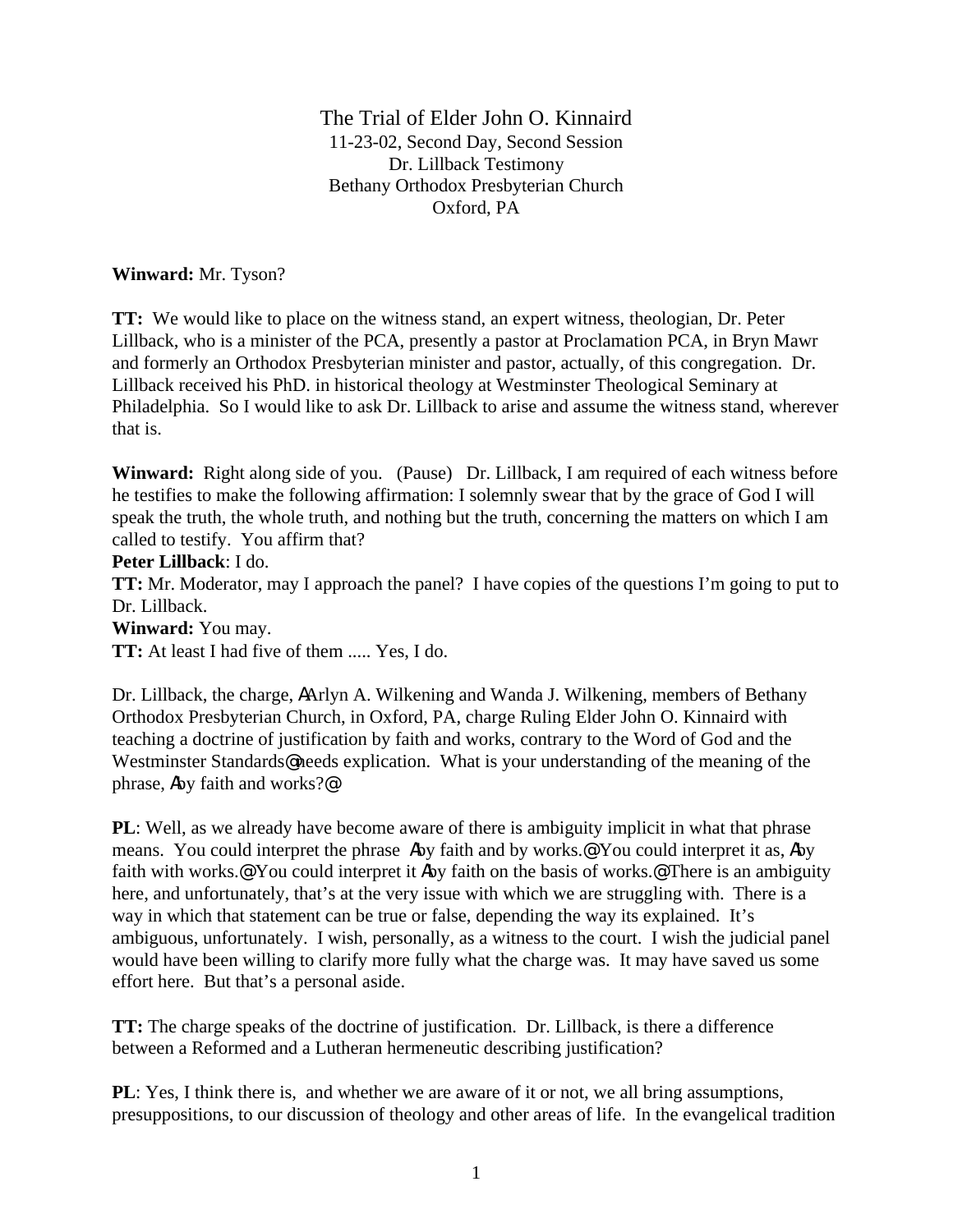The Trial of Elder John O. Kinnaird
11-23-02, Second Day, Second Session
Dr. Lillback Testimony
Bethany Orthodox Presbyterian Church
Oxford, PA

**Winward:** Mr. Tyson?

**TT:** We would like to place on the witness stand, an expert witness, theologian, Dr. Peter Lillback, who is a minister of the PCA, presently a pastor at Proclamation PCA, in Bryn Mawr and formerly an Orthodox Presbyterian minister and pastor, actually, of this congregation. Dr. Lillback received his PhD. in historical theology at Westminster Theological Seminary at Philadelphia. So I would like to ask Dr. Lillback to arise and assume the witness stand, wherever that is.

**Winward:** Right along side of you. (Pause) Dr. Lillback, I am required of each witness before he testifies to make the following affirmation: I solemnly swear that by the grace of God I will speak the truth, the whole truth, and nothing but the truth, concerning the matters on which I am called to testify. You affirm that?
**Peter Lillback**: I do.
**TT:** Mr. Moderator, may I approach the panel? I have copies of the questions I'm going to put to Dr. Lillback.
**Winward:** You may.
**TT:** At least I had five of them ..... Yes, I do.

Dr. Lillback, the charge, ΑArlyn A. Wilkening and Wanda J. Wilkening, members of Bethany Orthodox Presbyterian Church, in Oxford, PA, charge Ruling Elder John O. Kinnaird with teaching a doctrine of justification by faith and works, contrary to the Word of God and the Westminster Standards@ needs explication. What is your understanding of the meaning of the phrase, Αby faith and works?@

**PL**: Well, as we already have become aware of there is ambiguity implicit in what that phrase means. You could interpret the phrase Αby faith and by works.@ You could interpret it as, Αby faith with works.@ You could interpret it Αby faith on the basis of works.@ There is an ambiguity here, and unfortunately, that's at the very issue with which we are struggling with. There is a way in which that statement can be true or false, depending the way its explained. It's ambiguous, unfortunately. I wish, personally, as a witness to the court. I wish the judicial panel would have been willing to clarify more fully what the charge was. It may have saved us some effort here. But that's a personal aside.

**TT:** The charge speaks of the doctrine of justification. Dr. Lillback, is there a difference between a Reformed and a Lutheran hermeneutic describing justification?

**PL**: Yes, I think there is, and whether we are aware of it or not, we all bring assumptions, presuppositions, to our discussion of theology and other areas of life. In the evangelical tradition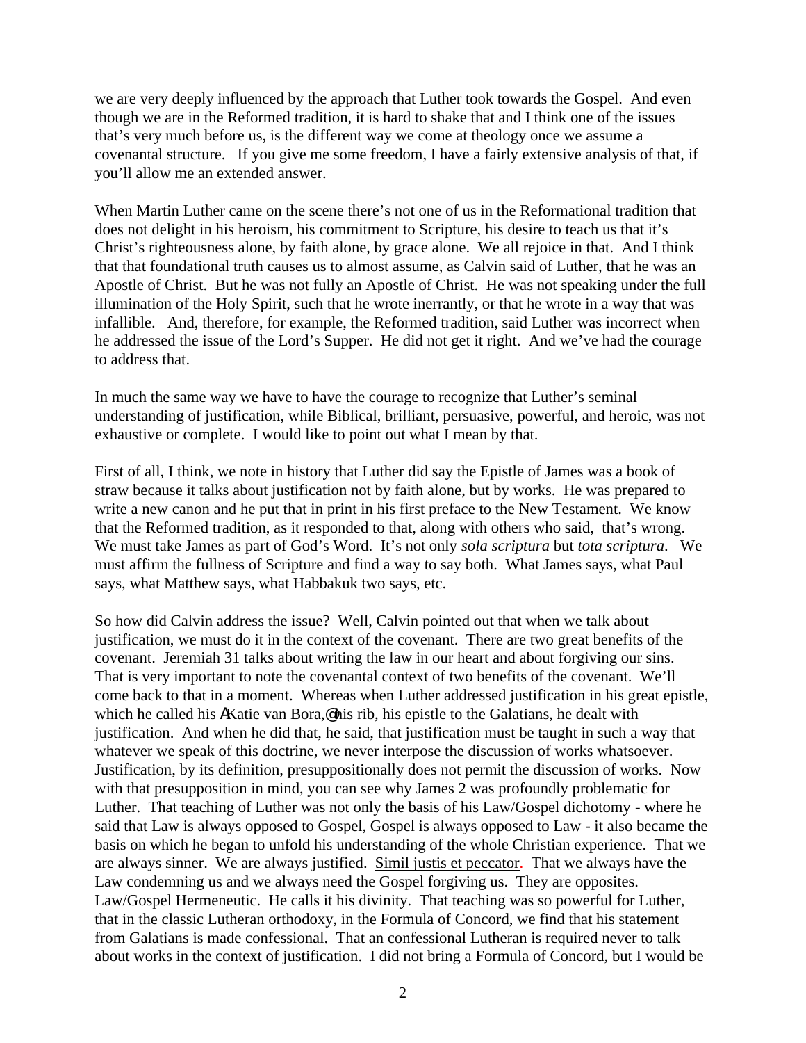we are very deeply influenced by the approach that Luther took towards the Gospel. And even though we are in the Reformed tradition, it is hard to shake that and I think one of the issues that's very much before us, is the different way we come at theology once we assume a covenantal structure. If you give me some freedom, I have a fairly extensive analysis of that, if you'll allow me an extended answer.

When Martin Luther came on the scene there's not one of us in the Reformational tradition that does not delight in his heroism, his commitment to Scripture, his desire to teach us that it's Christ's righteousness alone, by faith alone, by grace alone. We all rejoice in that. And I think that that foundational truth causes us to almost assume, as Calvin said of Luther, that he was an Apostle of Christ. But he was not fully an Apostle of Christ. He was not speaking under the full illumination of the Holy Spirit, such that he wrote inerrantly, or that he wrote in a way that was infallible. And, therefore, for example, the Reformed tradition, said Luther was incorrect when he addressed the issue of the Lord's Supper. He did not get it right. And we've had the courage to address that.

In much the same way we have to have the courage to recognize that Luther's seminal understanding of justification, while Biblical, brilliant, persuasive, powerful, and heroic, was not exhaustive or complete. I would like to point out what I mean by that.

First of all, I think, we note in history that Luther did say the Epistle of James was a book of straw because it talks about justification not by faith alone, but by works. He was prepared to write a new canon and he put that in print in his first preface to the New Testament. We know that the Reformed tradition, as it responded to that, along with others who said, that's wrong. We must take James as part of God's Word. It's not only *sola scriptura* but *tota scriptura*. We must affirm the fullness of Scripture and find a way to say both. What James says, what Paul says, what Matthew says, what Habbakuk two says, etc.

So how did Calvin address the issue? Well, Calvin pointed out that when we talk about justification, we must do it in the context of the covenant. There are two great benefits of the covenant. Jeremiah 31 talks about writing the law in our heart and about forgiving our sins. That is very important to note the covenantal context of two benefits of the covenant. We'll come back to that in a moment. Whereas when Luther addressed justification in his great epistle, which he called his AKatie van Bora,@ his rib, his epistle to the Galatians, he dealt with justification. And when he did that, he said, that justification must be taught in such a way that whatever we speak of this doctrine, we never interpose the discussion of works whatsoever. Justification, by its definition, presuppositionally does not permit the discussion of works. Now with that presupposition in mind, you can see why James 2 was profoundly problematic for Luther. That teaching of Luther was not only the basis of his Law/Gospel dichotomy - where he said that Law is always opposed to Gospel, Gospel is always opposed to Law - it also became the basis on which he began to unfold his understanding of the whole Christian experience. That we are always sinner. We are always justified. Simil justis et peccator. That we always have the Law condemning us and we always need the Gospel forgiving us. They are opposites. Law/Gospel Hermeneutic. He calls it his divinity. That teaching was so powerful for Luther, that in the classic Lutheran orthodoxy, in the Formula of Concord, we find that his statement from Galatians is made confessional. That an confessional Lutheran is required never to talk about works in the context of justification. I did not bring a Formula of Concord, but I would be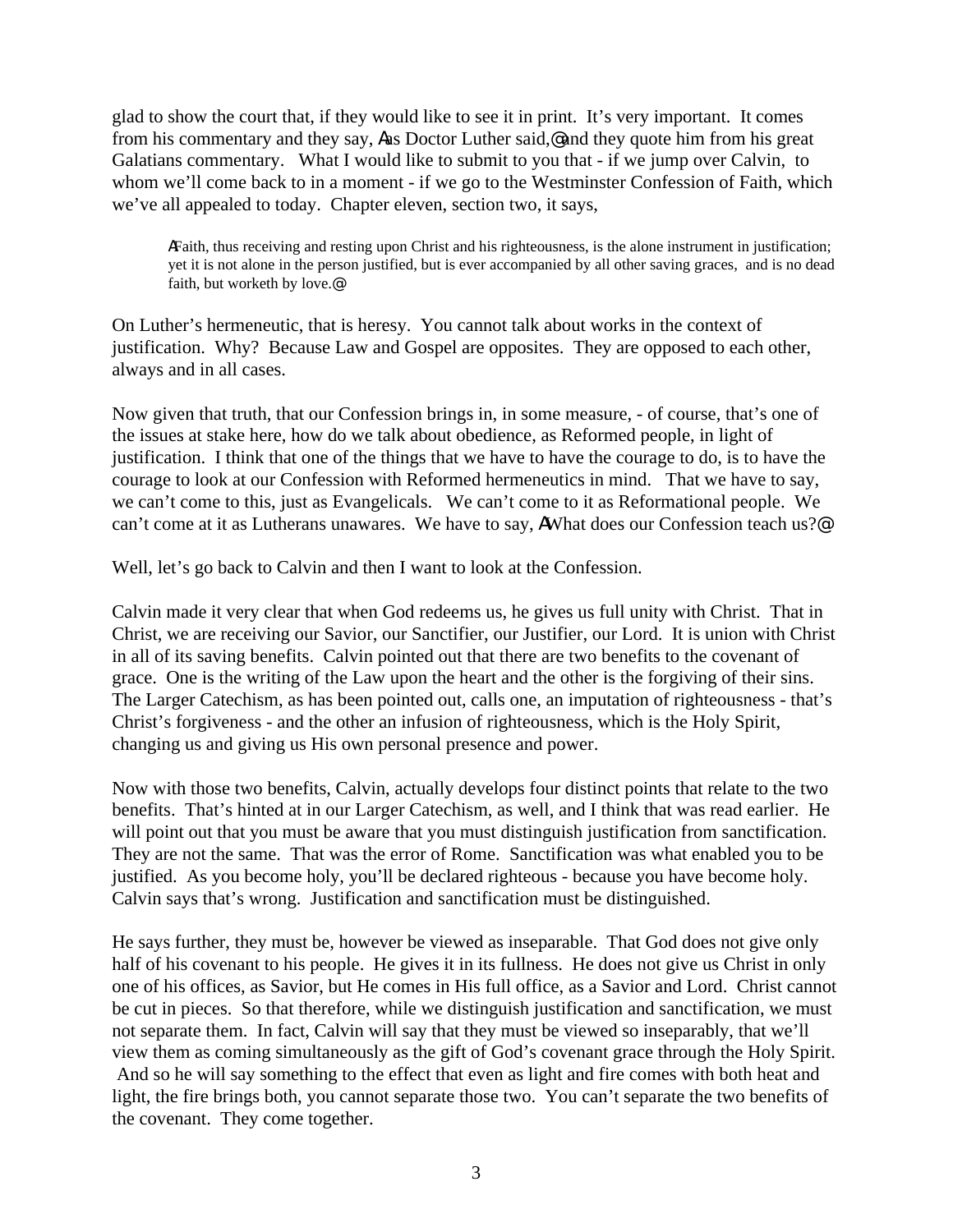glad to show the court that, if they would like to see it in print. It's very important. It comes from his commentary and they say, Aas Doctor Luther said,@ and they quote him from his great Galatians commentary. What I would like to submit to you that - if we jump over Calvin, to whom we'll come back to in a moment - if we go to the Westminster Confession of Faith, which we've all appealed to today. Chapter eleven, section two, it says,

> AFaith, thus receiving and resting upon Christ and his righteousness, is the alone instrument in justification; yet it is not alone in the person justified, but is ever accompanied by all other saving graces, and is no dead faith, but worketh by love.@

On Luther's hermeneutic, that is heresy. You cannot talk about works in the context of justification. Why? Because Law and Gospel are opposites. They are opposed to each other, always and in all cases.

Now given that truth, that our Confession brings in, in some measure, - of course, that's one of the issues at stake here, how do we talk about obedience, as Reformed people, in light of justification. I think that one of the things that we have to have the courage to do, is to have the courage to look at our Confession with Reformed hermeneutics in mind. That we have to say, we can't come to this, just as Evangelicals. We can't come to it as Reformational people. We can't come at it as Lutherans unawares. We have to say, AWhat does our Confession teach us?@

Well, let's go back to Calvin and then I want to look at the Confession.

Calvin made it very clear that when God redeems us, he gives us full unity with Christ. That in Christ, we are receiving our Savior, our Sanctifier, our Justifier, our Lord. It is union with Christ in all of its saving benefits. Calvin pointed out that there are two benefits to the covenant of grace. One is the writing of the Law upon the heart and the other is the forgiving of their sins. The Larger Catechism, as has been pointed out, calls one, an imputation of righteousness - that's Christ's forgiveness - and the other an infusion of righteousness, which is the Holy Spirit, changing us and giving us His own personal presence and power.

Now with those two benefits, Calvin, actually develops four distinct points that relate to the two benefits. That's hinted at in our Larger Catechism, as well, and I think that was read earlier. He will point out that you must be aware that you must distinguish justification from sanctification. They are not the same. That was the error of Rome. Sanctification was what enabled you to be justified. As you become holy, you'll be declared righteous - because you have become holy. Calvin says that's wrong. Justification and sanctification must be distinguished.

He says further, they must be, however be viewed as inseparable. That God does not give only half of his covenant to his people. He gives it in its fullness. He does not give us Christ in only one of his offices, as Savior, but He comes in His full office, as a Savior and Lord. Christ cannot be cut in pieces. So that therefore, while we distinguish justification and sanctification, we must not separate them. In fact, Calvin will say that they must be viewed so inseparably, that we'll view them as coming simultaneously as the gift of God's covenant grace through the Holy Spirit. And so he will say something to the effect that even as light and fire comes with both heat and light, the fire brings both, you cannot separate those two. You can't separate the two benefits of the covenant. They come together.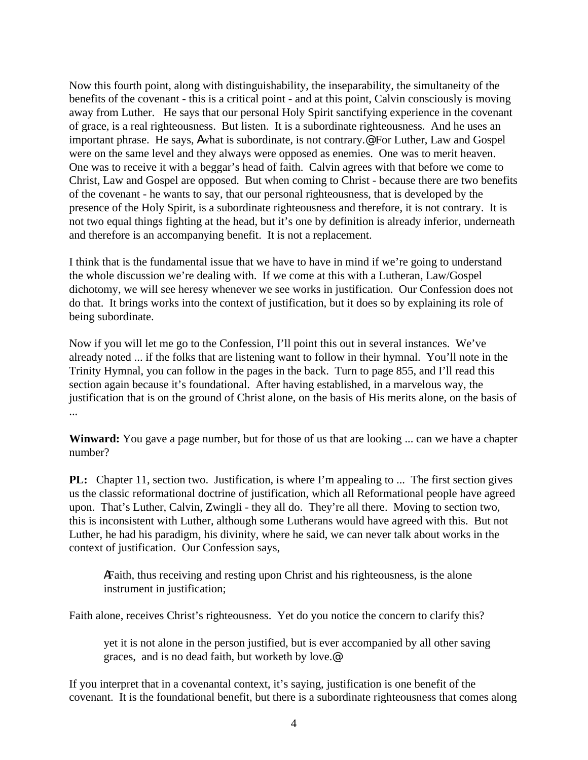Now this fourth point, along with distinguishability, the inseparability, the simultaneity of the benefits of the covenant - this is a critical point - and at this point, Calvin consciously is moving away from Luther. He says that our personal Holy Spirit sanctifying experience in the covenant of grace, is a real righteousness. But listen. It is a subordinate righteousness. And he uses an important phrase. He says, Awhat is subordinate, is not contrary.@ For Luther, Law and Gospel were on the same level and they always were opposed as enemies. One was to merit heaven. One was to receive it with a beggar's head of faith. Calvin agrees with that before we come to Christ, Law and Gospel are opposed. But when coming to Christ - because there are two benefits of the covenant - he wants to say, that our personal righteousness, that is developed by the presence of the Holy Spirit, is a subordinate righteousness and therefore, it is not contrary. It is not two equal things fighting at the head, but it's one by definition is already inferior, underneath and therefore is an accompanying benefit. It is not a replacement.

I think that is the fundamental issue that we have to have in mind if we're going to understand the whole discussion we're dealing with. If we come at this with a Lutheran, Law/Gospel dichotomy, we will see heresy whenever we see works in justification. Our Confession does not do that. It brings works into the context of justification, but it does so by explaining its role of being subordinate.

Now if you will let me go to the Confession, I'll point this out in several instances. We've already noted ... if the folks that are listening want to follow in their hymnal. You'll note in the Trinity Hymnal, you can follow in the pages in the back. Turn to page 855, and I'll read this section again because it's foundational. After having established, in a marvelous way, the justification that is on the ground of Christ alone, on the basis of His merits alone, on the basis of ...

**Winward:** You gave a page number, but for those of us that are looking ... can we have a chapter number?

**PL:** Chapter 11, section two. Justification, is where I'm appealing to ... The first section gives us the classic reformational doctrine of justification, which all Reformational people have agreed upon. That's Luther, Calvin, Zwingli - they all do. They're all there. Moving to section two, this is inconsistent with Luther, although some Lutherans would have agreed with this. But not Luther, he had his paradigm, his divinity, where he said, we can never talk about works in the context of justification. Our Confession says,

> AFaith, thus receiving and resting upon Christ and his righteousness, is the alone instrument in justification;

Faith alone, receives Christ's righteousness. Yet do you notice the concern to clarify this?

> yet it is not alone in the person justified, but is ever accompanied by all other saving graces, and is no dead faith, but worketh by love.@

If you interpret that in a covenantal context, it's saying, justification is one benefit of the covenant. It is the foundational benefit, but there is a subordinate righteousness that comes along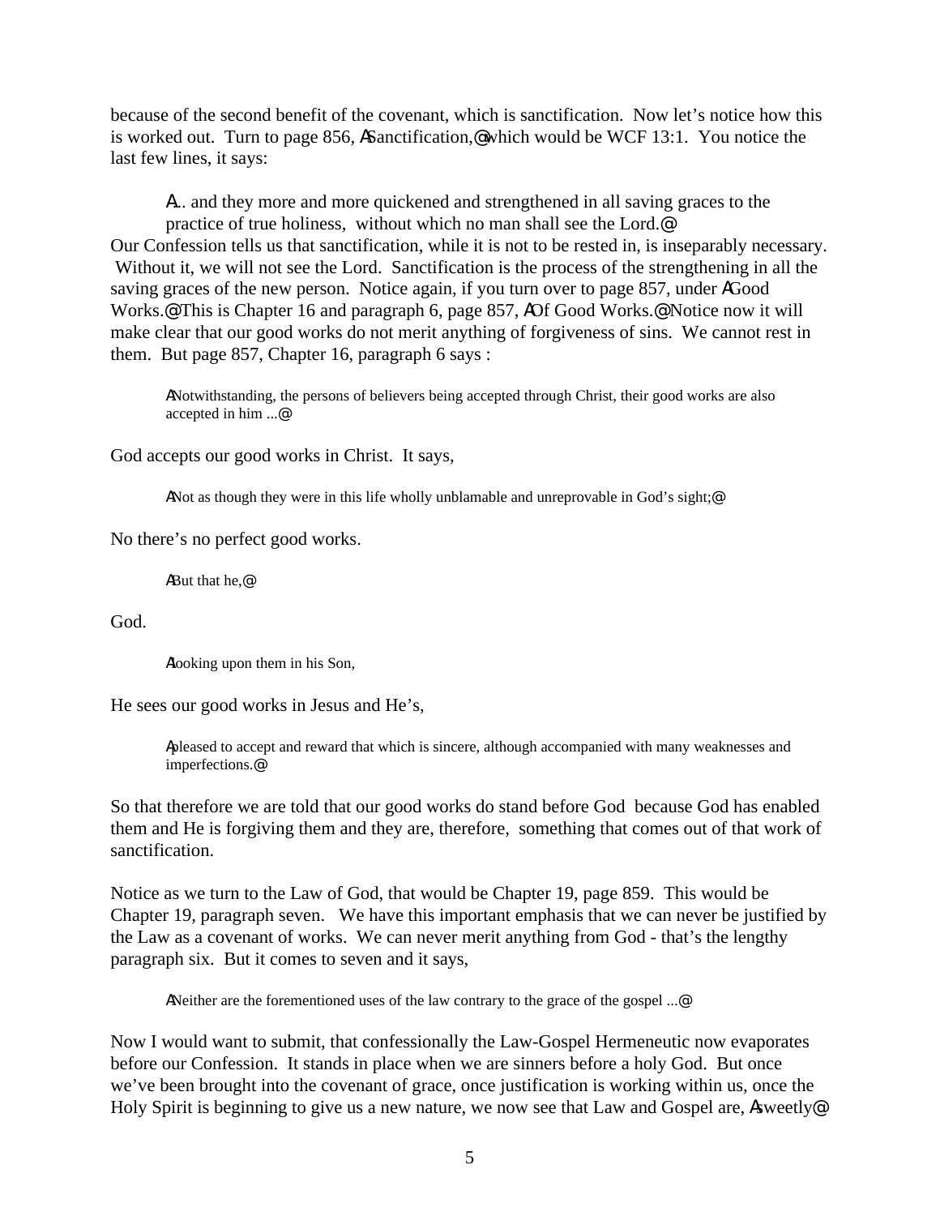because of the second benefit of the covenant, which is sanctification. Now let's notice how this is worked out. Turn to page 856, ASanctification,@ which would be WCF 13:1. You notice the last few lines, it says:

> A... and they more and more quickened and strengthened in all saving graces to the practice of true holiness, without which no man shall see the Lord.@

Our Confession tells us that sanctification, while it is not to be rested in, is inseparably necessary. Without it, we will not see the Lord. Sanctification is the process of the strengthening in all the saving graces of the new person. Notice again, if you turn over to page 857, under AGood Works.@ This is Chapter 16 and paragraph 6, page 857, AOf Good Works.@ Notice now it will make clear that our good works do not merit anything of forgiveness of sins. We cannot rest in them. But page 857, Chapter 16, paragraph 6 says :

> ANotwithstanding, the persons of believers being accepted through Christ, their good works are also accepted in him ...@

God accepts our good works in Christ. It says,

> ANot as though they were in this life wholly unblamable and unreprovable in God's sight;@

No there's no perfect good works.

> ABut that he,@

God.

> Alooking upon them in his Son,

He sees our good works in Jesus and He's,

> Apleased to accept and reward that which is sincere, although accompanied with many weaknesses and imperfections.@

So that therefore we are told that our good works do stand before God because God has enabled them and He is forgiving them and they are, therefore, something that comes out of that work of sanctification.

Notice as we turn to the Law of God, that would be Chapter 19, page 859. This would be Chapter 19, paragraph seven. We have this important emphasis that we can never be justified by the Law as a covenant of works. We can never merit anything from God - that's the lengthy paragraph six. But it comes to seven and it says,

> ANeither are the forementioned uses of the law contrary to the grace of the gospel ...@

Now I would want to submit, that confessionally the Law-Gospel Hermeneutic now evaporates before our Confession. It stands in place when we are sinners before a holy God. But once we've been brought into the covenant of grace, once justification is working within us, once the Holy Spirit is beginning to give us a new nature, we now see that Law and Gospel are, Asweetly@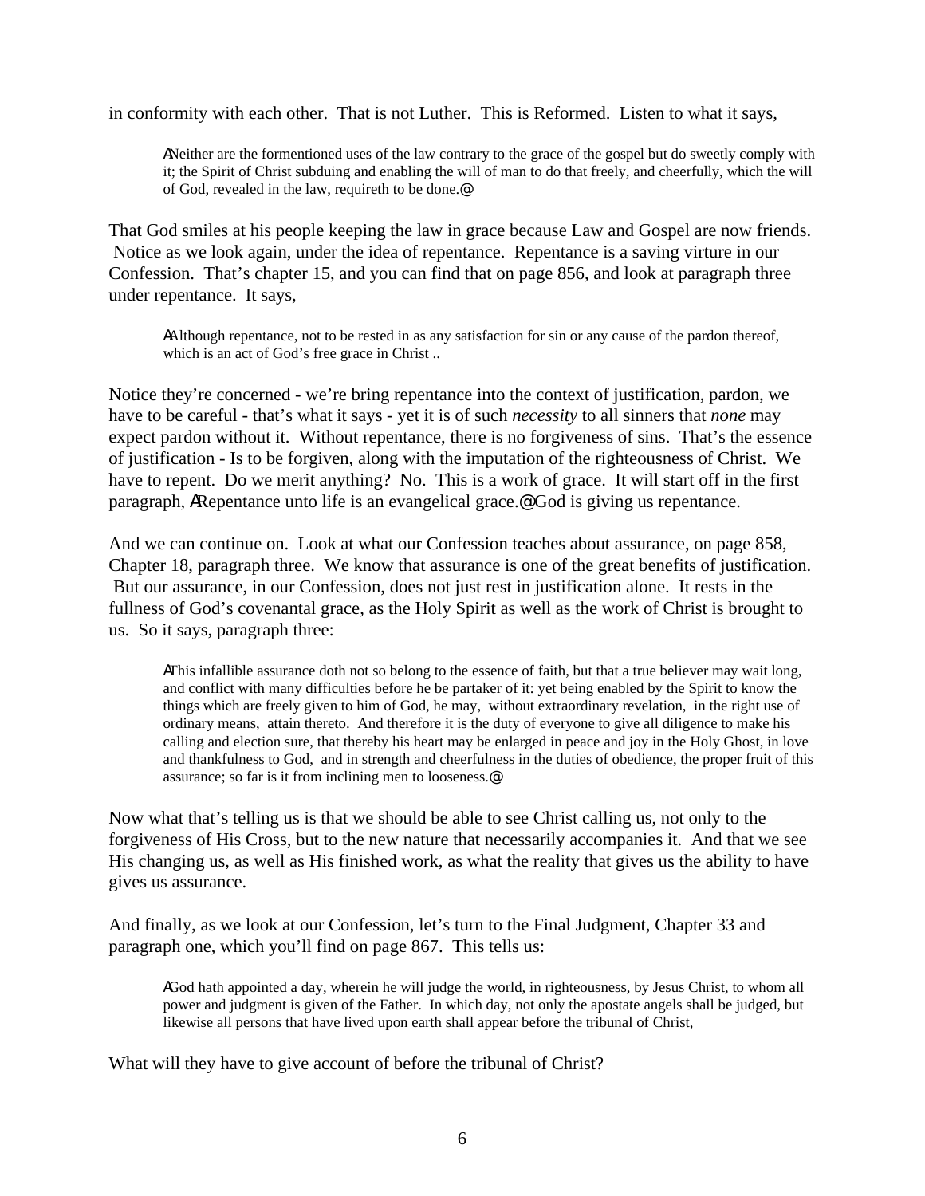in conformity with each other. That is not Luther. This is Reformed. Listen to what it says,

> ANeither are the formentioned uses of the law contrary to the grace of the gospel but do sweetly comply with it; the Spirit of Christ subduing and enabling the will of man to do that freely, and cheerfully, which the will of God, revealed in the law, requireth to be done.@

That God smiles at his people keeping the law in grace because Law and Gospel are now friends. Notice as we look again, under the idea of repentance. Repentance is a saving virture in our Confession. That's chapter 15, and you can find that on page 856, and look at paragraph three under repentance. It says,

> AAlthough repentance, not to be rested in as any satisfaction for sin or any cause of the pardon thereof, which is an act of God's free grace in Christ ..

Notice they're concerned - we're bring repentance into the context of justification, pardon, we have to be careful - that's what it says - yet it is of such *necessity* to all sinners that *none* may expect pardon without it. Without repentance, there is no forgiveness of sins. That's the essence of justification - Is to be forgiven, along with the imputation of the righteousness of Christ. We have to repent. Do we merit anything? No. This is a work of grace. It will start off in the first paragraph, ARepentance unto life is an evangelical grace.@ God is giving us repentance.

And we can continue on. Look at what our Confession teaches about assurance, on page 858, Chapter 18, paragraph three. We know that assurance is one of the great benefits of justification. But our assurance, in our Confession, does not just rest in justification alone. It rests in the fullness of God's covenantal grace, as the Holy Spirit as well as the work of Christ is brought to us. So it says, paragraph three:

> AThis infallible assurance doth not so belong to the essence of faith, but that a true believer may wait long, and conflict with many difficulties before he be partaker of it: yet being enabled by the Spirit to know the things which are freely given to him of God, he may, without extraordinary revelation, in the right use of ordinary means, attain thereto. And therefore it is the duty of everyone to give all diligence to make his calling and election sure, that thereby his heart may be enlarged in peace and joy in the Holy Ghost, in love and thankfulness to God, and in strength and cheerfulness in the duties of obedience, the proper fruit of this assurance; so far is it from inclining men to looseness.@

Now what that's telling us is that we should be able to see Christ calling us, not only to the forgiveness of His Cross, but to the new nature that necessarily accompanies it. And that we see His changing us, as well as His finished work, as what the reality that gives us the ability to have gives us assurance.

And finally, as we look at our Confession, let's turn to the Final Judgment, Chapter 33 and paragraph one, which you'll find on page 867. This tells us:

> AGod hath appointed a day, wherein he will judge the world, in righteousness, by Jesus Christ, to whom all power and judgment is given of the Father. In which day, not only the apostate angels shall be judged, but likewise all persons that have lived upon earth shall appear before the tribunal of Christ,

What will they have to give account of before the tribunal of Christ?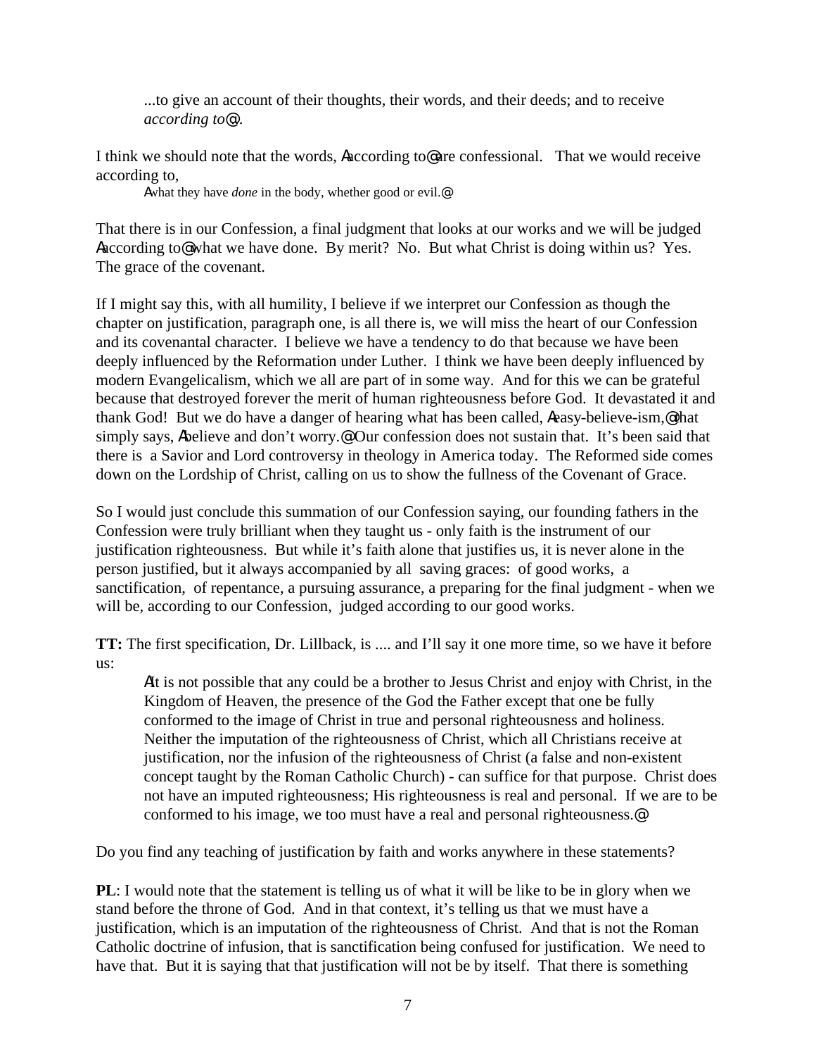> ...to give an account of their thoughts, their words, and their deeds; and to receive *according to*@.

I think we should note that the words, Aaccording to@ are confessional. That we would receive according to,

> Awhat they have *done* in the body, whether good or evil.@

That there is in our Confession, a final judgment that looks at our works and we will be judged Aaccording to@ what we have done. By merit? No. But what Christ is doing within us? Yes. The grace of the covenant.

If I might say this, with all humility, I believe if we interpret our Confession as though the chapter on justification, paragraph one, is all there is, we will miss the heart of our Confession and its covenantal character. I believe we have a tendency to do that because we have been deeply influenced by the Reformation under Luther. I think we have been deeply influenced by modern Evangelicalism, which we all are part of in some way. And for this we can be grateful because that destroyed forever the merit of human righteousness before God. It devastated it and thank God! But we do have a danger of hearing what has been called, Aeasy-believe-ism,@ that simply says, Abelieve and don't worry.@ Our confession does not sustain that. It's been said that there is a Savior and Lord controversy in theology in America today. The Reformed side comes down on the Lordship of Christ, calling on us to show the fullness of the Covenant of Grace.

So I would just conclude this summation of our Confession saying, our founding fathers in the Confession were truly brilliant when they taught us - only faith is the instrument of our justification righteousness. But while it's faith alone that justifies us, it is never alone in the person justified, but it always accompanied by all saving graces: of good works, a sanctification, of repentance, a pursuing assurance, a preparing for the final judgment - when we will be, according to our Confession, judged according to our good works.

**TT:** The first specification, Dr. Lillback, is .... and I'll say it one more time, so we have it before us:

> AIt is not possible that any could be a brother to Jesus Christ and enjoy with Christ, in the Kingdom of Heaven, the presence of the God the Father except that one be fully conformed to the image of Christ in true and personal righteousness and holiness. Neither the imputation of the righteousness of Christ, which all Christians receive at justification, nor the infusion of the righteousness of Christ (a false and non-existent concept taught by the Roman Catholic Church) - can suffice for that purpose. Christ does not have an imputed righteousness; His righteousness is real and personal. If we are to be conformed to his image, we too must have a real and personal righteousness.@

Do you find any teaching of justification by faith and works anywhere in these statements?

**PL**: I would note that the statement is telling us of what it will be like to be in glory when we stand before the throne of God. And in that context, it's telling us that we must have a justification, which is an imputation of the righteousness of Christ. And that is not the Roman Catholic doctrine of infusion, that is sanctification being confused for justification. We need to have that. But it is saying that that justification will not be by itself. That there is something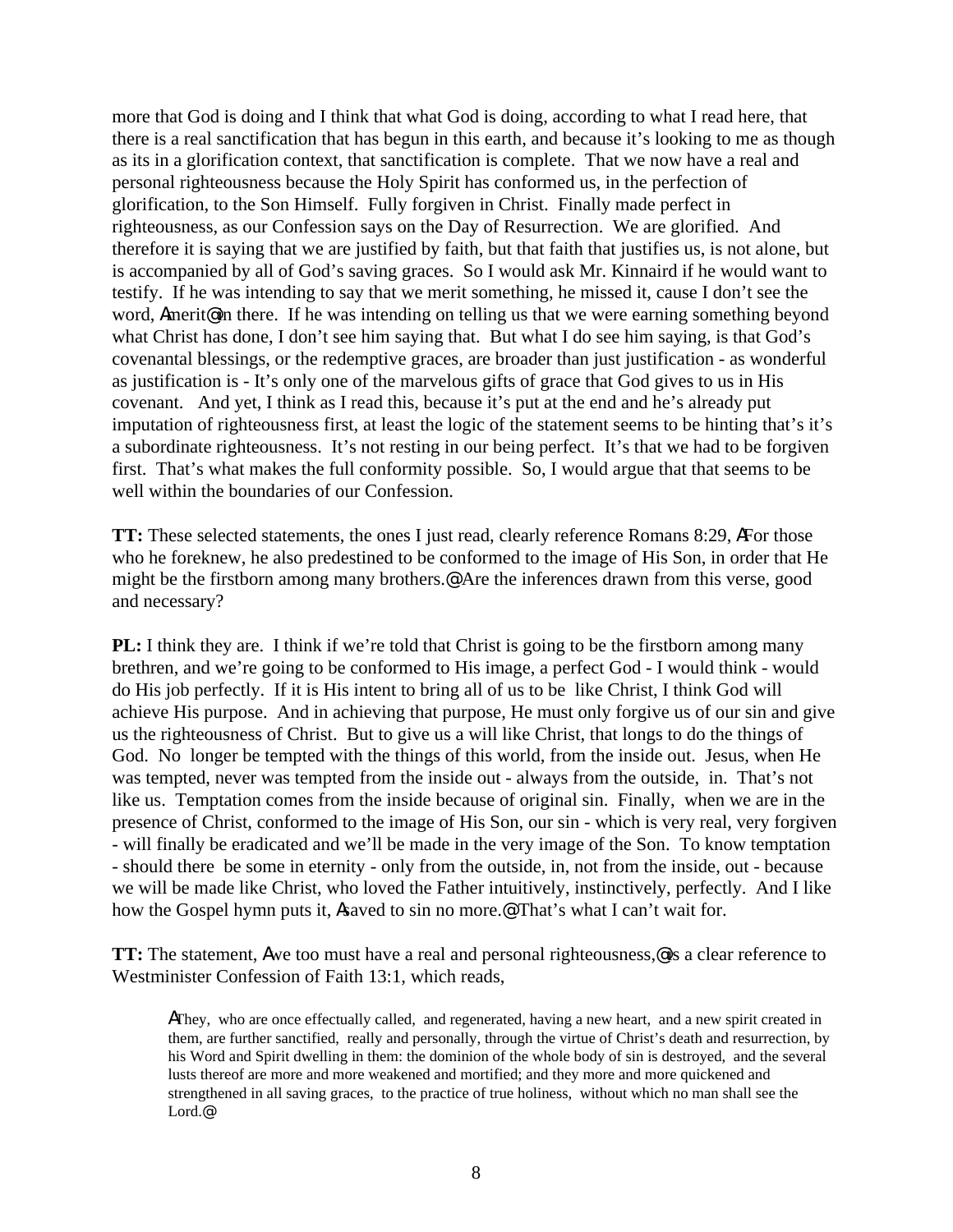more that God is doing and I think that what God is doing, according to what I read here, that there is a real sanctification that has begun in this earth, and because it's looking to me as though as its in a glorification context, that sanctification is complete. That we now have a real and personal righteousness because the Holy Spirit has conformed us, in the perfection of glorification, to the Son Himself. Fully forgiven in Christ. Finally made perfect in righteousness, as our Confession says on the Day of Resurrection. We are glorified. And therefore it is saying that we are justified by faith, but that faith that justifies us, is not alone, but is accompanied by all of God's saving graces. So I would ask Mr. Kinnaird if he would want to testify. If he was intending to say that we merit something, he missed it, cause I don't see the word, Amerit@ in there. If he was intending on telling us that we were earning something beyond what Christ has done, I don't see him saying that. But what I do see him saying, is that God's covenantal blessings, or the redemptive graces, are broader than just justification - as wonderful as justification is - It's only one of the marvelous gifts of grace that God gives to us in His covenant. And yet, I think as I read this, because it's put at the end and he's already put imputation of righteousness first, at least the logic of the statement seems to be hinting that's it's a subordinate righteousness. It's not resting in our being perfect. It's that we had to be forgiven first. That's what makes the full conformity possible. So, I would argue that that seems to be well within the boundaries of our Confession.

**TT:** These selected statements, the ones I just read, clearly reference Romans 8:29, AFor those who he foreknew, he also predestined to be conformed to the image of His Son, in order that He might be the firstborn among many brothers.@ Are the inferences drawn from this verse, good and necessary?

**PL:** I think they are. I think if we're told that Christ is going to be the firstborn among many brethren, and we're going to be conformed to His image, a perfect God - I would think - would do His job perfectly. If it is His intent to bring all of us to be like Christ, I think God will achieve His purpose. And in achieving that purpose, He must only forgive us of our sin and give us the righteousness of Christ. But to give us a will like Christ, that longs to do the things of God. No longer be tempted with the things of this world, from the inside out. Jesus, when He was tempted, never was tempted from the inside out - always from the outside, in. That's not like us. Temptation comes from the inside because of original sin. Finally, when we are in the presence of Christ, conformed to the image of His Son, our sin - which is very real, very forgiven - will finally be eradicated and we'll be made in the very image of the Son. To know temptation - should there be some in eternity - only from the outside, in, not from the inside, out - because we will be made like Christ, who loved the Father intuitively, instinctively, perfectly. And I like how the Gospel hymn puts it, Asaved to sin no more.@ That's what I can't wait for.

**TT:** The statement, Awe too must have a real and personal righteousness,@ is a clear reference to Westminister Confession of Faith 13:1, which reads,

> AThey, who are once effectually called, and regenerated, having a new heart, and a new spirit created in them, are further sanctified, really and personally, through the virtue of Christ's death and resurrection, by his Word and Spirit dwelling in them: the dominion of the whole body of sin is destroyed, and the several lusts thereof are more and more weakened and mortified; and they more and more quickened and strengthened in all saving graces, to the practice of true holiness, without which no man shall see the Lord.@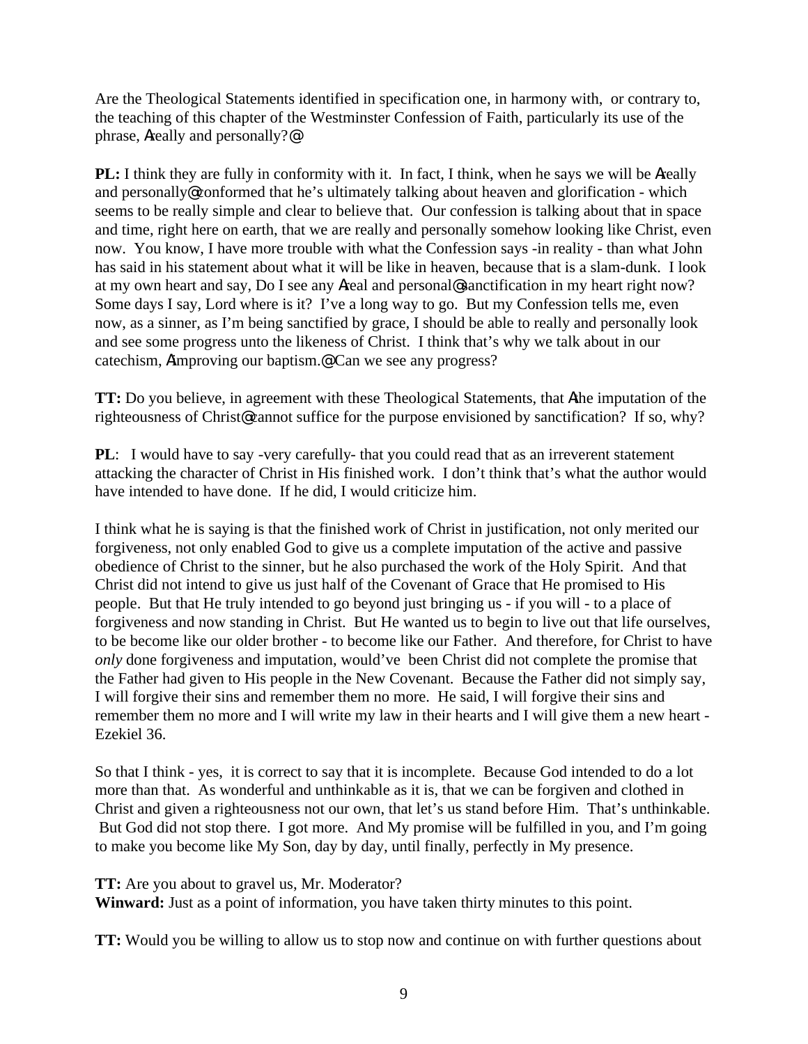Are the Theological Statements identified in specification one, in harmony with, or contrary to, the teaching of this chapter of the Westminster Confession of Faith, particularly its use of the phrase, Areally and personally?@

**PL:** I think they are fully in conformity with it. In fact, I think, when he says we will be Areally and personally@ conformed that he's ultimately talking about heaven and glorification - which seems to be really simple and clear to believe that. Our confession is talking about that in space and time, right here on earth, that we are really and personally somehow looking like Christ, even now. You know, I have more trouble with what the Confession says -in reality - than what John has said in his statement about what it will be like in heaven, because that is a slam-dunk. I look at my own heart and say, Do I see any Areal and personal@ sanctification in my heart right now? Some days I say, Lord where is it? I've a long way to go. But my Confession tells me, even now, as a sinner, as I'm being sanctified by grace, I should be able to really and personally look and see some progress unto the likeness of Christ. I think that's why we talk about in our catechism, Aimproving our baptism.@ Can we see any progress?

**TT:** Do you believe, in agreement with these Theological Statements, that Athe imputation of the righteousness of Christ@ cannot suffice for the purpose envisioned by sanctification? If so, why?

**PL**: I would have to say -very carefully- that you could read that as an irreverent statement attacking the character of Christ in His finished work. I don't think that's what the author would have intended to have done. If he did, I would criticize him.

I think what he is saying is that the finished work of Christ in justification, not only merited our forgiveness, not only enabled God to give us a complete imputation of the active and passive obedience of Christ to the sinner, but he also purchased the work of the Holy Spirit. And that Christ did not intend to give us just half of the Covenant of Grace that He promised to His people. But that He truly intended to go beyond just bringing us - if you will - to a place of forgiveness and now standing in Christ. But He wanted us to begin to live out that life ourselves, to be become like our older brother - to become like our Father. And therefore, for Christ to have *only* done forgiveness and imputation, would've been Christ did not complete the promise that the Father had given to His people in the New Covenant. Because the Father did not simply say, I will forgive their sins and remember them no more. He said, I will forgive their sins and remember them no more and I will write my law in their hearts and I will give them a new heart - Ezekiel 36.

So that I think - yes, it is correct to say that it is incomplete. Because God intended to do a lot more than that. As wonderful and unthinkable as it is, that we can be forgiven and clothed in Christ and given a righteousness not our own, that let's us stand before Him. That's unthinkable. But God did not stop there. I got more. And My promise will be fulfilled in you, and I'm going to make you become like My Son, day by day, until finally, perfectly in My presence.

**TT:** Are you about to gravel us, Mr. Moderator?
**Winward:** Just as a point of information, you have taken thirty minutes to this point.

**TT:** Would you be willing to allow us to stop now and continue on with further questions about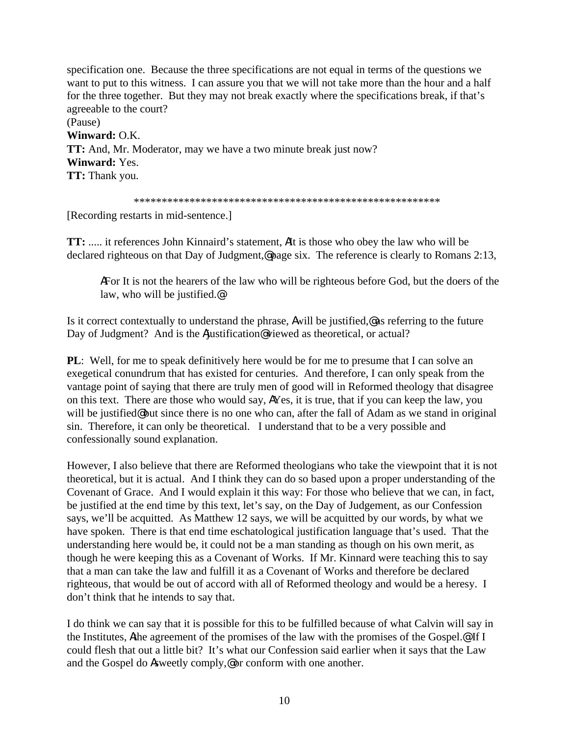specification one. Because the three specifications are not equal in terms of the questions we want to put to this witness. I can assure you that we will not take more than the hour and a half for the three together. But they may not break exactly where the specifications break, if that's agreeable to the court?
(Pause)
**Winward:** O.K.
**TT:** And, Mr. Moderator, may we have a two minute break just now?
**Winward:** Yes.
**TT:** Thank you.

*******************************************************

[Recording restarts in mid-sentence.]

**TT:** ..... it references John Kinnaird's statement, ΑIt is those who obey the law who will be declared righteous on that Day of Judgment,@ page six. The reference is clearly to Romans 2:13,

> ΑFor It is not the hearers of the law who will be righteous before God, but the doers of the law, who will be justified.@

Is it correct contextually to understand the phrase, Αwill be justified,@ as referring to the future Day of Judgment? And is the Αjustification@ viewed as theoretical, or actual?

**PL**: Well, for me to speak definitively here would be for me to presume that I can solve an exegetical conundrum that has existed for centuries. And therefore, I can only speak from the vantage point of saying that there are truly men of good will in Reformed theology that disagree on this text. There are those who would say, ΑYes, it is true, that if you can keep the law, you will be justified@ but since there is no one who can, after the fall of Adam as we stand in original sin. Therefore, it can only be theoretical. I understand that to be a very possible and confessionally sound explanation.

However, I also believe that there are Reformed theologians who take the viewpoint that it is not theoretical, but it is actual. And I think they can do so based upon a proper understanding of the Covenant of Grace. And I would explain it this way: For those who believe that we can, in fact, be justified at the end time by this text, let's say, on the Day of Judgement, as our Confession says, we'll be acquitted. As Matthew 12 says, we will be acquitted by our words, by what we have spoken. There is that end time eschatological justification language that's used. That the understanding here would be, it could not be a man standing as though on his own merit, as though he were keeping this as a Covenant of Works. If Mr. Kinnard were teaching this to say that a man can take the law and fulfill it as a Covenant of Works and therefore be declared righteous, that would be out of accord with all of Reformed theology and would be a heresy. I don't think that he intends to say that.

I do think we can say that it is possible for this to be fulfilled because of what Calvin will say in the Institutes, Αthe agreement of the promises of the law with the promises of the Gospel.@ If I could flesh that out a little bit? It's what our Confession said earlier when it says that the Law and the Gospel do Αsweetly comply,@ or conform with one another.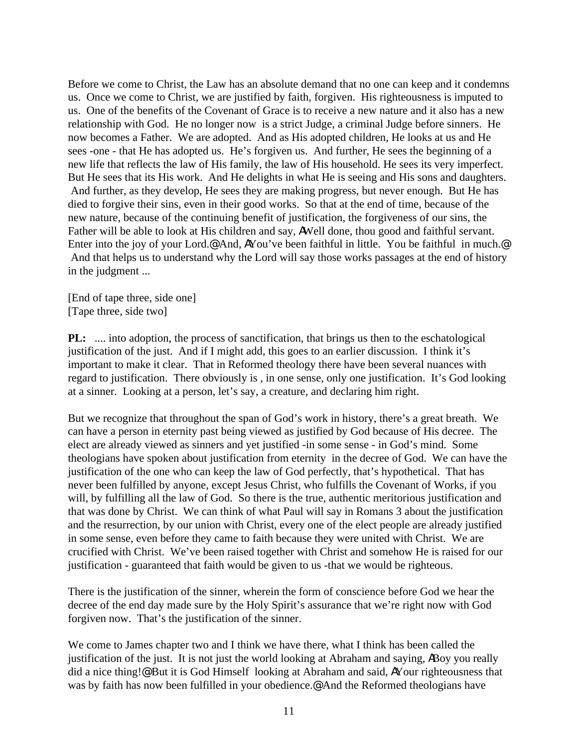Before we come to Christ, the Law has an absolute demand that no one can keep and it condemns us. Once we come to Christ, we are justified by faith, forgiven. His righteousness is imputed to us. One of the benefits of the Covenant of Grace is to receive a new nature and it also has a new relationship with God. He no longer now is a strict Judge, a criminal Judge before sinners. He now becomes a Father. We are adopted. And as His adopted children, He looks at us and He sees -one - that He has adopted us. He's forgiven us. And further, He sees the beginning of a new life that reflects the law of His family, the law of His household. He sees its very imperfect. But He sees that its His work. And He delights in what He is seeing and His sons and daughters. And further, as they develop, He sees they are making progress, but never enough. But He has died to forgive their sins, even in their good works. So that at the end of time, because of the new nature, because of the continuing benefit of justification, the forgiveness of our sins, the Father will be able to look at His children and say, AWell done, thou good and faithful servant. Enter into the joy of your Lord.@ And, AYou've been faithful in little. You be faithful in much.@ And that helps us to understand why the Lord will say those works passages at the end of history in the judgment ...

[End of tape three, side one]
[Tape three, side two]

**PL:** .... into adoption, the process of sanctification, that brings us then to the eschatological justification of the just. And if I might add, this goes to an earlier discussion. I think it's important to make it clear. That in Reformed theology there have been several nuances with regard to justification. There obviously is , in one sense, only one justification. It's God looking at a sinner. Looking at a person, let's say, a creature, and declaring him right.

But we recognize that throughout the span of God's work in history, there's a great breath. We can have a person in eternity past being viewed as justified by God because of His decree. The elect are already viewed as sinners and yet justified -in some sense - in God's mind. Some theologians have spoken about justification from eternity in the decree of God. We can have the justification of the one who can keep the law of God perfectly, that's hypothetical. That has never been fulfilled by anyone, except Jesus Christ, who fulfills the Covenant of Works, if you will, by fulfilling all the law of God. So there is the true, authentic meritorious justification and that was done by Christ. We can think of what Paul will say in Romans 3 about the justification and the resurrection, by our union with Christ, every one of the elect people are already justified in some sense, even before they came to faith because they were united with Christ. We are crucified with Christ. We've been raised together with Christ and somehow He is raised for our justification - guaranteed that faith would be given to us -that we would be righteous.

There is the justification of the sinner, wherein the form of conscience before God we hear the decree of the end day made sure by the Holy Spirit's assurance that we're right now with God forgiven now. That's the justification of the sinner.

We come to James chapter two and I think we have there, what I think has been called the justification of the just. It is not just the world looking at Abraham and saying, ABoy you really did a nice thing!@ But it is God Himself looking at Abraham and said, AYour righteousness that was by faith has now been fulfilled in your obedience.@ And the Reformed theologians have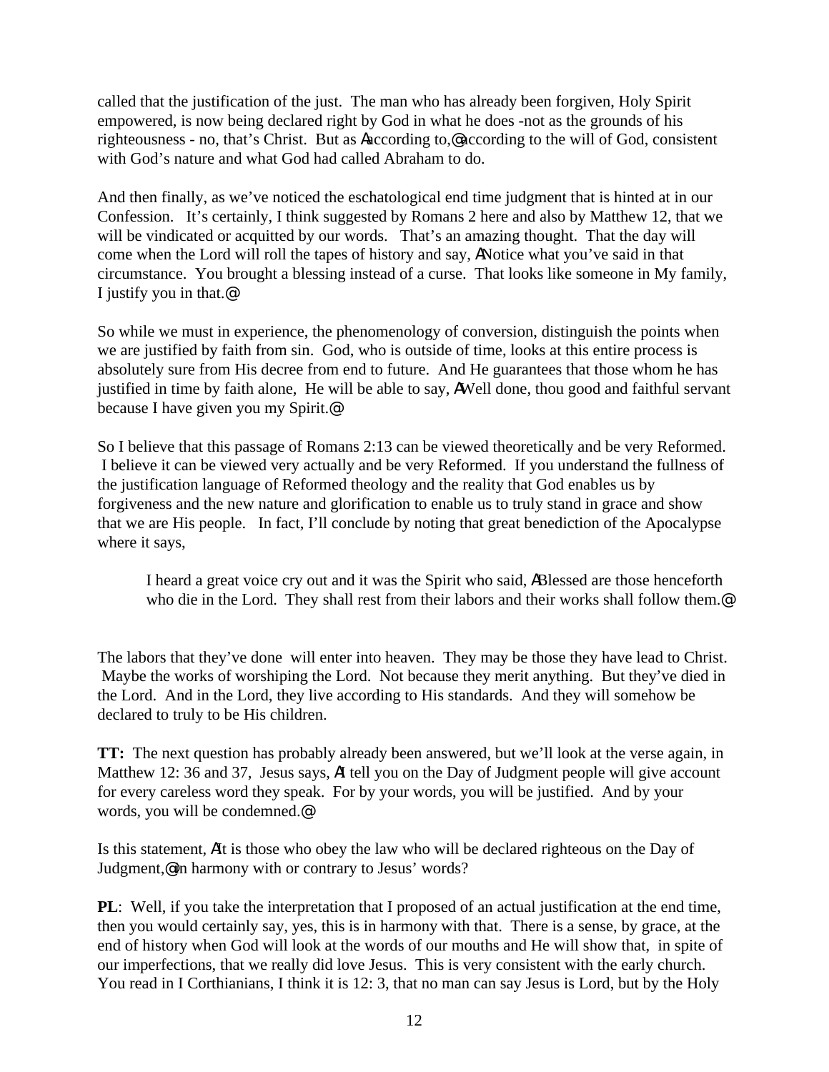called that the justification of the just. The man who has already been forgiven, Holy Spirit empowered, is now being declared right by God in what he does -not as the grounds of his righteousness - no, that's Christ. But as Aaccording to,@ according to the will of God, consistent with God's nature and what God had called Abraham to do.

And then finally, as we've noticed the eschatological end time judgment that is hinted at in our Confession. It's certainly, I think suggested by Romans 2 here and also by Matthew 12, that we will be vindicated or acquitted by our words. That's an amazing thought. That the day will come when the Lord will roll the tapes of history and say, ANotice what you've said in that circumstance. You brought a blessing instead of a curse. That looks like someone in My family, I justify you in that.@

So while we must in experience, the phenomenology of conversion, distinguish the points when we are justified by faith from sin. God, who is outside of time, looks at this entire process is absolutely sure from His decree from end to future. And He guarantees that those whom he has justified in time by faith alone, He will be able to say, AWell done, thou good and faithful servant because I have given you my Spirit.@

So I believe that this passage of Romans 2:13 can be viewed theoretically and be very Reformed. I believe it can be viewed very actually and be very Reformed. If you understand the fullness of the justification language of Reformed theology and the reality that God enables us by forgiveness and the new nature and glorification to enable us to truly stand in grace and show that we are His people. In fact, I'll conclude by noting that great benediction of the Apocalypse where it says,

> I heard a great voice cry out and it was the Spirit who said, ABlessed are those henceforth who die in the Lord. They shall rest from their labors and their works shall follow them.@

The labors that they've done will enter into heaven. They may be those they have lead to Christ. Maybe the works of worshiping the Lord. Not because they merit anything. But they've died in the Lord. And in the Lord, they live according to His standards. And they will somehow be declared to truly to be His children.

**TT:** The next question has probably already been answered, but we'll look at the verse again, in Matthew 12: 36 and 37, Jesus says, AI tell you on the Day of Judgment people will give account for every careless word they speak. For by your words, you will be justified. And by your words, you will be condemned.@

Is this statement, AIt is those who obey the law who will be declared righteous on the Day of Judgment,@ in harmony with or contrary to Jesus' words?

**PL**: Well, if you take the interpretation that I proposed of an actual justification at the end time, then you would certainly say, yes, this is in harmony with that. There is a sense, by grace, at the end of history when God will look at the words of our mouths and He will show that, in spite of our imperfections, that we really did love Jesus. This is very consistent with the early church. You read in I Corthianians, I think it is 12: 3, that no man can say Jesus is Lord, but by the Holy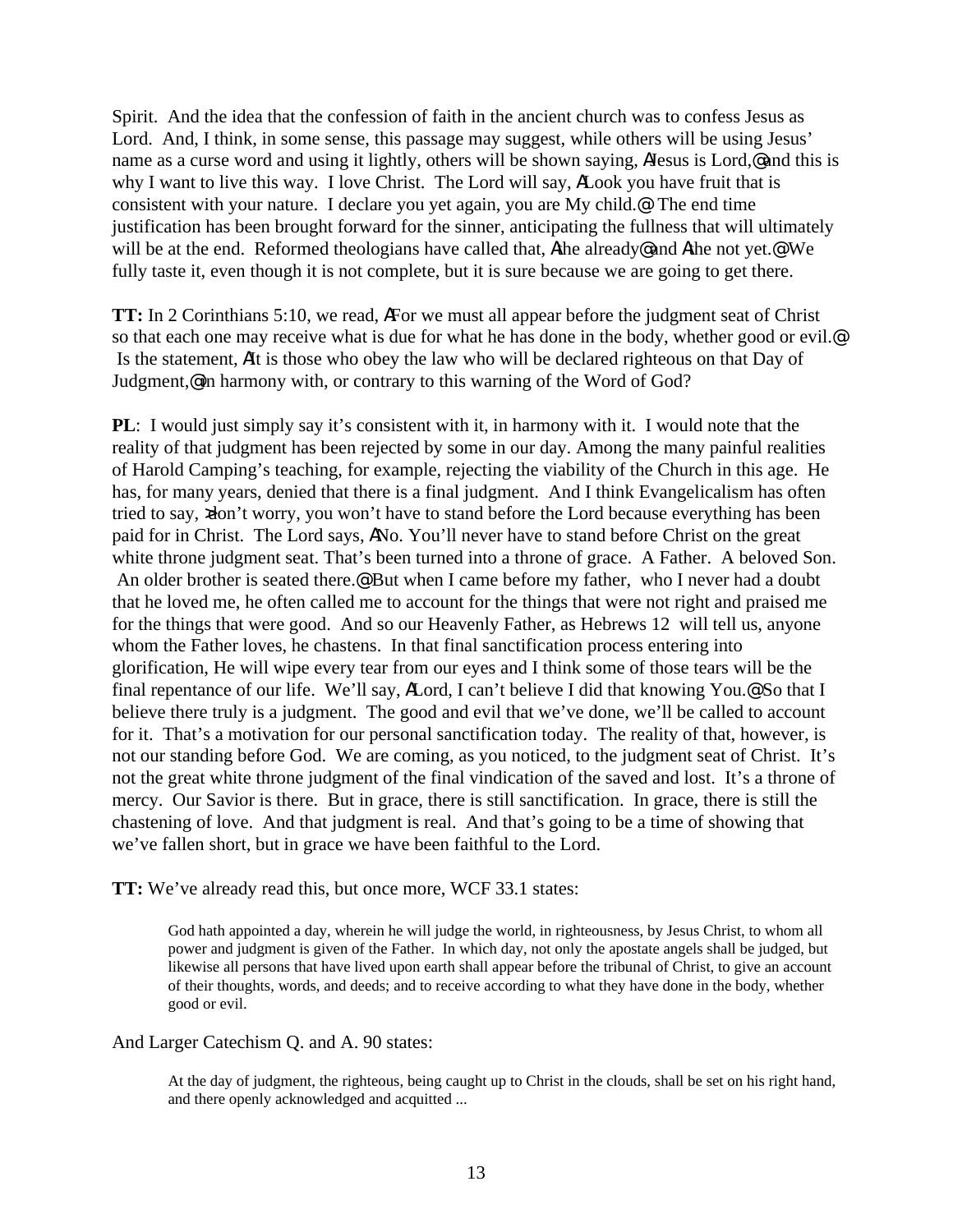Spirit. And the idea that the confession of faith in the ancient church was to confess Jesus as Lord. And, I think, in some sense, this passage may suggest, while others will be using Jesus' name as a curse word and using it lightly, others will be shown saying, AJesus is Lord,@ and this is why I want to live this way. I love Christ. The Lord will say, ALook you have fruit that is consistent with your nature. I declare you yet again, you are My child.@ The end time justification has been brought forward for the sinner, anticipating the fullness that will ultimately will be at the end. Reformed theologians have called that, Athe already@ and Athe not yet.@ We fully taste it, even though it is not complete, but it is sure because we are going to get there.

**TT:** In 2 Corinthians 5:10, we read, AFor we must all appear before the judgment seat of Christ so that each one may receive what is due for what he has done in the body, whether good or evil.@ Is the statement, AIt is those who obey the law who will be declared righteous on that Day of Judgment,@ in harmony with, or contrary to this warning of the Word of God?

**PL**: I would just simply say it's consistent with it, in harmony with it. I would note that the reality of that judgment has been rejected by some in our day. Among the many painful realities of Harold Camping's teaching, for example, rejecting the viability of the Church in this age. He has, for many years, denied that there is a final judgment. And I think Evangelicalism has often tried to say, >don't worry, you won't have to stand before the Lord because everything has been paid for in Christ. The Lord says, ANo. You'll never have to stand before Christ on the great white throne judgment seat. That's been turned into a throne of grace. A Father. A beloved Son. An older brother is seated there.@ But when I came before my father, who I never had a doubt that he loved me, he often called me to account for the things that were not right and praised me for the things that were good. And so our Heavenly Father, as Hebrews 12 will tell us, anyone whom the Father loves, he chastens. In that final sanctification process entering into glorification, He will wipe every tear from our eyes and I think some of those tears will be the final repentance of our life. We'll say, ALord, I can't believe I did that knowing You.@ So that I believe there truly is a judgment. The good and evil that we've done, we'll be called to account for it. That's a motivation for our personal sanctification today. The reality of that, however, is not our standing before God. We are coming, as you noticed, to the judgment seat of Christ. It's not the great white throne judgment of the final vindication of the saved and lost. It's a throne of mercy. Our Savior is there. But in grace, there is still sanctification. In grace, there is still the chastening of love. And that judgment is real. And that's going to be a time of showing that we've fallen short, but in grace we have been faithful to the Lord.

**TT:** We've already read this, but once more, WCF 33.1 states:

> God hath appointed a day, wherein he will judge the world, in righteousness, by Jesus Christ, to whom all power and judgment is given of the Father. In which day, not only the apostate angels shall be judged, but likewise all persons that have lived upon earth shall appear before the tribunal of Christ, to give an account of their thoughts, words, and deeds; and to receive according to what they have done in the body, whether good or evil.

And Larger Catechism Q. and A. 90 states:

> At the day of judgment, the righteous, being caught up to Christ in the clouds, shall be set on his right hand, and there openly acknowledged and acquitted ...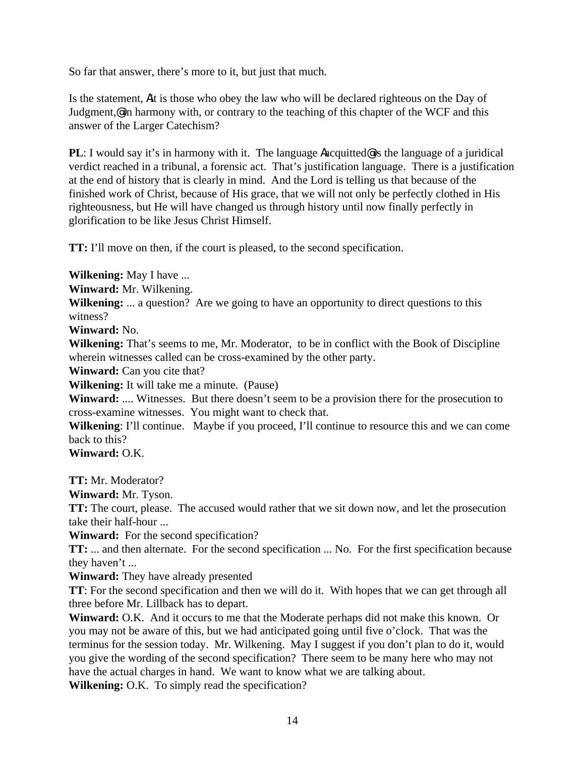So far that answer, there's more to it, but just that much.

Is the statement, AIt is those who obey the law who will be declared righteous on the Day of Judgment,@ in harmony with, or contrary to the teaching of this chapter of the WCF and this answer of the Larger Catechism?

**PL**: I would say it's in harmony with it. The language Aacquitted@ is the language of a juridical verdict reached in a tribunal, a forensic act. That's justification language. There is a justification at the end of history that is clearly in mind. And the Lord is telling us that because of the finished work of Christ, because of His grace, that we will not only be perfectly clothed in His righteousness, but He will have changed us through history until now finally perfectly in glorification to be like Jesus Christ Himself.

**TT:** I'll move on then, if the court is pleased, to the second specification.

**Wilkening:** May I have ...
**Winward:** Mr. Wilkening.
**Wilkening:** ... a question? Are we going to have an opportunity to direct questions to this witness?
**Winward:** No.
**Wilkening:** That's seems to me, Mr. Moderator, to be in conflict with the Book of Discipline wherein witnesses called can be cross-examined by the other party.
**Winward:** Can you cite that?
**Wilkening:** It will take me a minute. (Pause)
**Winward:** .... Witnesses. But there doesn't seem to be a provision there for the prosecution to cross-examine witnesses. You might want to check that.
**Wilkening**: I'll continue. Maybe if you proceed, I'll continue to resource this and we can come back to this?
**Winward:** O.K.

**TT:** Mr. Moderator?
**Winward:** Mr. Tyson.
**TT:** The court, please. The accused would rather that we sit down now, and let the prosecution take their half-hour ...
**Winward:** For the second specification?
**TT:** ... and then alternate. For the second specification ... No. For the first specification because they haven't ...
**Winward:** They have already presented
**TT**: For the second specification and then we will do it. With hopes that we can get through all three before Mr. Lillback has to depart.
**Winward:** O.K. And it occurs to me that the Moderate perhaps did not make this known. Or you may not be aware of this, but we had anticipated going until five o'clock. That was the terminus for the session today. Mr. Wilkening. May I suggest if you don't plan to do it, would you give the wording of the second specification? There seem to be many here who may not have the actual charges in hand. We want to know what we are talking about.
**Wilkening:** O.K. To simply read the specification?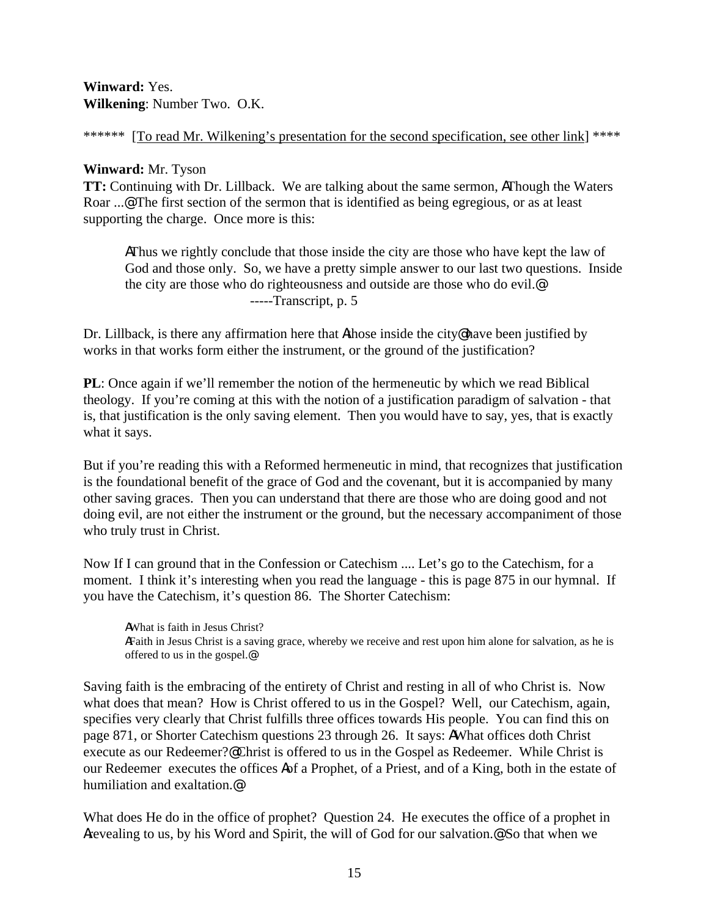**Winward:** Yes.
**Wilkening**: Number Two. O.K.

****** [To read Mr. Wilkening's presentation for the second specification, see other link] ****

**Winward:** Mr. Tyson
**TT:** Continuing with Dr. Lillback. We are talking about the same sermon, AThough the Waters Roar ...@ The first section of the sermon that is identified as being egregious, or as at least supporting the charge. Once more is this:

> AThus we rightly conclude that those inside the city are those who have kept the law of God and those only. So, we have a pretty simple answer to our last two questions. Inside the city are those who do righteousness and outside are those who do evil.@
> -----Transcript, p. 5

Dr. Lillback, is there any affirmation here that Athose inside the city@ have been justified by works in that works form either the instrument, or the ground of the justification?

**PL**: Once again if we'll remember the notion of the hermeneutic by which we read Biblical theology. If you're coming at this with the notion of a justification paradigm of salvation - that is, that justification is the only saving element. Then you would have to say, yes, that is exactly what it says.

But if you're reading this with a Reformed hermeneutic in mind, that recognizes that justification is the foundational benefit of the grace of God and the covenant, but it is accompanied by many other saving graces. Then you can understand that there are those who are doing good and not doing evil, are not either the instrument or the ground, but the necessary accompaniment of those who truly trust in Christ.

Now If I can ground that in the Confession or Catechism .... Let's go to the Catechism, for a moment. I think it's interesting when you read the language - this is page 875 in our hymnal. If you have the Catechism, it's question 86. The Shorter Catechism:

> AWhat is faith in Jesus Christ?
> AFaith in Jesus Christ is a saving grace, whereby we receive and rest upon him alone for salvation, as he is offered to us in the gospel.@

Saving faith is the embracing of the entirety of Christ and resting in all of who Christ is. Now what does that mean? How is Christ offered to us in the Gospel? Well, our Catechism, again, specifies very clearly that Christ fulfills three offices towards His people. You can find this on page 871, or Shorter Catechism questions 23 through 26. It says: AWhat offices doth Christ execute as our Redeemer?@ Christ is offered to us in the Gospel as Redeemer. While Christ is our Redeemer executes the offices Aof a Prophet, of a Priest, and of a King, both in the estate of humiliation and exaltation.@

What does He do in the office of prophet? Question 24. He executes the office of a prophet in Arevealing to us, by his Word and Spirit, the will of God for our salvation.@ So that when we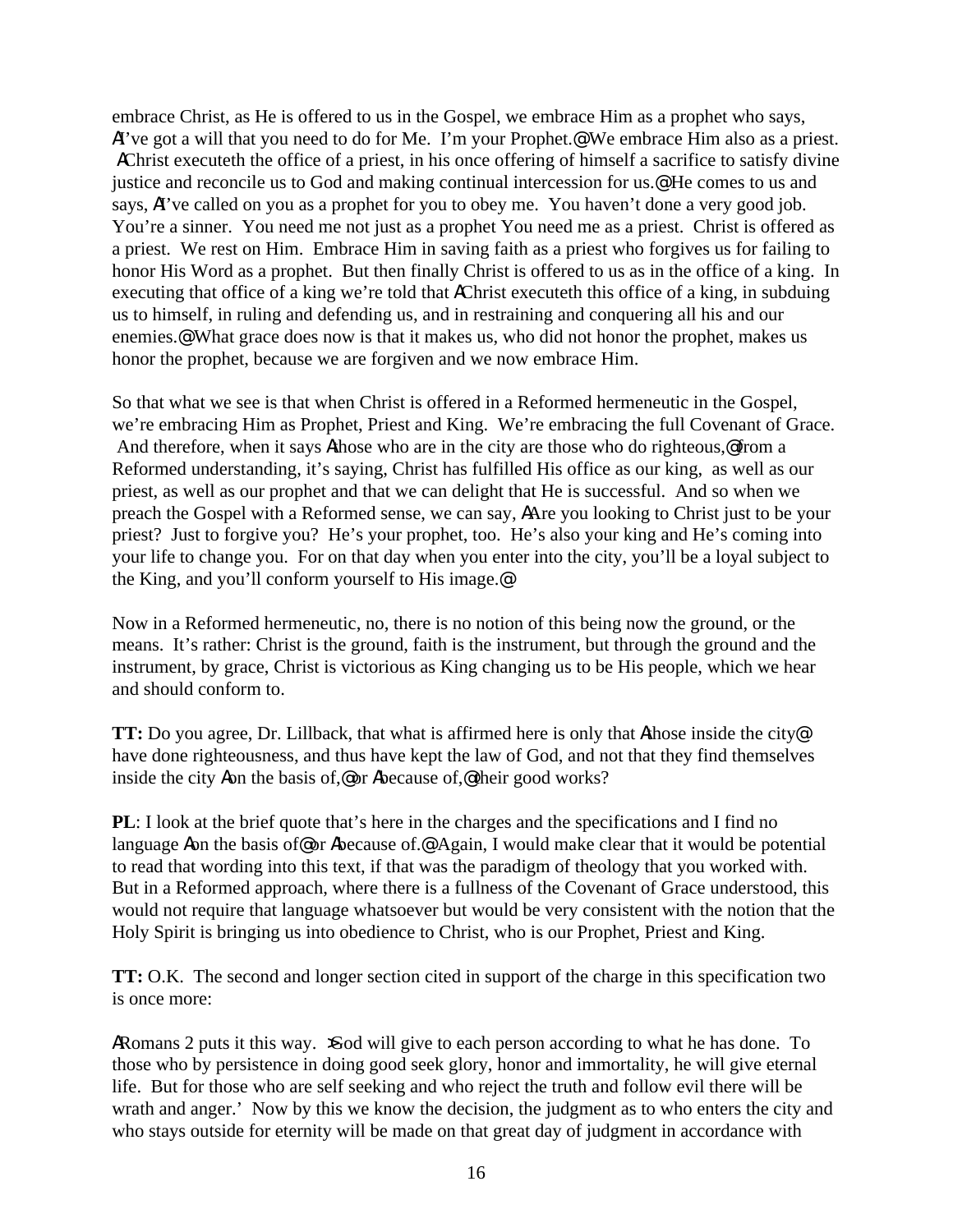embrace Christ, as He is offered to us in the Gospel, we embrace Him as a prophet who says, AI've got a will that you need to do for Me. I'm your Prophet.@ We embrace Him also as a priest. AChrist executeth the office of a priest, in his once offering of himself a sacrifice to satisfy divine justice and reconcile us to God and making continual intercession for us.@ He comes to us and says, AI've called on you as a prophet for you to obey me. You haven't done a very good job. You're a sinner. You need me not just as a prophet You need me as a priest. Christ is offered as a priest. We rest on Him. Embrace Him in saving faith as a priest who forgives us for failing to honor His Word as a prophet. But then finally Christ is offered to us as in the office of a king. In executing that office of a king we're told that AChrist executeth this office of a king, in subduing us to himself, in ruling and defending us, and in restraining and conquering all his and our enemies.@ What grace does now is that it makes us, who did not honor the prophet, makes us honor the prophet, because we are forgiven and we now embrace Him.

So that what we see is that when Christ is offered in a Reformed hermeneutic in the Gospel, we're embracing Him as Prophet, Priest and King. We're embracing the full Covenant of Grace. And therefore, when it says Athose who are in the city are those who do righteous,@ from a Reformed understanding, it's saying, Christ has fulfilled His office as our king, as well as our priest, as well as our prophet and that we can delight that He is successful. And so when we preach the Gospel with a Reformed sense, we can say, AAre you looking to Christ just to be your priest? Just to forgive you? He's your prophet, too. He's also your king and He's coming into your life to change you. For on that day when you enter into the city, you'll be a loyal subject to the King, and you'll conform yourself to His image.@

Now in a Reformed hermeneutic, no, there is no notion of this being now the ground, or the means. It's rather: Christ is the ground, faith is the instrument, but through the ground and the instrument, by grace, Christ is victorious as King changing us to be His people, which we hear and should conform to.

**TT:** Do you agree, Dr. Lillback, that what is affirmed here is only that Athose inside the city@ have done righteousness, and thus have kept the law of God, and not that they find themselves inside the city Aon the basis of,@ or Abecause of,@ their good works?

**PL**: I look at the brief quote that's here in the charges and the specifications and I find no language Aon the basis of@ or Abecause of.@ Again, I would make clear that it would be potential to read that wording into this text, if that was the paradigm of theology that you worked with. But in a Reformed approach, where there is a fullness of the Covenant of Grace understood, this would not require that language whatsoever but would be very consistent with the notion that the Holy Spirit is bringing us into obedience to Christ, who is our Prophet, Priest and King.

**TT:** O.K. The second and longer section cited in support of the charge in this specification two is once more:

ARomans 2 puts it this way. >God will give to each person according to what he has done. To those who by persistence in doing good seek glory, honor and immortality, he will give eternal life. But for those who are self seeking and who reject the truth and follow evil there will be wrath and anger.' Now by this we know the decision, the judgment as to who enters the city and who stays outside for eternity will be made on that great day of judgment in accordance with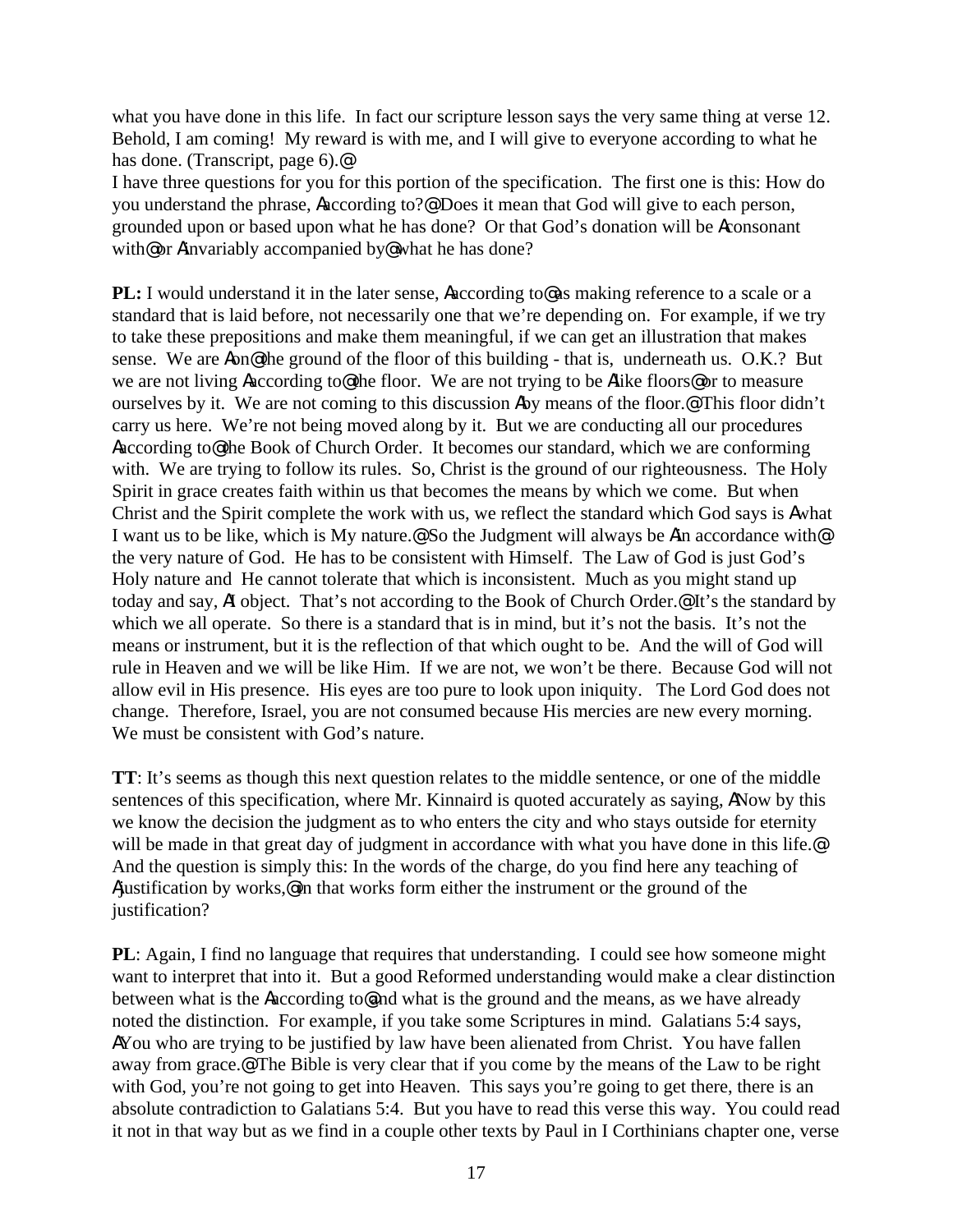what you have done in this life. In fact our scripture lesson says the very same thing at verse 12. Behold, I am coming! My reward is with me, and I will give to everyone according to what he has done. (Transcript, page 6).@

I have three questions for you for this portion of the specification. The first one is this: How do you understand the phrase, Aaccording to?@ Does it mean that God will give to each person, grounded upon or based upon what he has done? Or that God's donation will be Aconsonant with@ or Ainvariably accompanied by@ what he has done?

**PL:** I would understand it in the later sense, Aaccording to@ as making reference to a scale or a standard that is laid before, not necessarily one that we're depending on. For example, if we try to take these prepositions and make them meaningful, if we can get an illustration that makes sense. We are Aon@ the ground of the floor of this building - that is, underneath us. O.K.? But we are not living Aaccording to@ the floor. We are not trying to be Alike floors@ or to measure ourselves by it. We are not coming to this discussion Aby means of the floor.@ This floor didn't carry us here. We're not being moved along by it. But we are conducting all our procedures Aaccording to@ the Book of Church Order. It becomes our standard, which we are conforming with. We are trying to follow its rules. So, Christ is the ground of our righteousness. The Holy Spirit in grace creates faith within us that becomes the means by which we come. But when Christ and the Spirit complete the work with us, we reflect the standard which God says is Awhat I want us to be like, which is My nature.@ So the Judgment will always be Ain accordance with@ the very nature of God. He has to be consistent with Himself. The Law of God is just God's Holy nature and He cannot tolerate that which is inconsistent. Much as you might stand up today and say, AI object. That's not according to the Book of Church Order.@ It's the standard by which we all operate. So there is a standard that is in mind, but it's not the basis. It's not the means or instrument, but it is the reflection of that which ought to be. And the will of God will rule in Heaven and we will be like Him. If we are not, we won't be there. Because God will not allow evil in His presence. His eyes are too pure to look upon iniquity. The Lord God does not change. Therefore, Israel, you are not consumed because His mercies are new every morning. We must be consistent with God's nature.

**TT**: It's seems as though this next question relates to the middle sentence, or one of the middle sentences of this specification, where Mr. Kinnaird is quoted accurately as saying, ANow by this we know the decision the judgment as to who enters the city and who stays outside for eternity will be made in that great day of judgment in accordance with what you have done in this life.@ And the question is simply this: In the words of the charge, do you find here any teaching of Ajustification by works,@ in that works form either the instrument or the ground of the justification?

**PL**: Again, I find no language that requires that understanding. I could see how someone might want to interpret that into it. But a good Reformed understanding would make a clear distinction between what is the Aaccording to@ and what is the ground and the means, as we have already noted the distinction. For example, if you take some Scriptures in mind. Galatians 5:4 says, AYou who are trying to be justified by law have been alienated from Christ. You have fallen away from grace.@ The Bible is very clear that if you come by the means of the Law to be right with God, you're not going to get into Heaven. This says you're going to get there, there is an absolute contradiction to Galatians 5:4. But you have to read this verse this way. You could read it not in that way but as we find in a couple other texts by Paul in I Corthinians chapter one, verse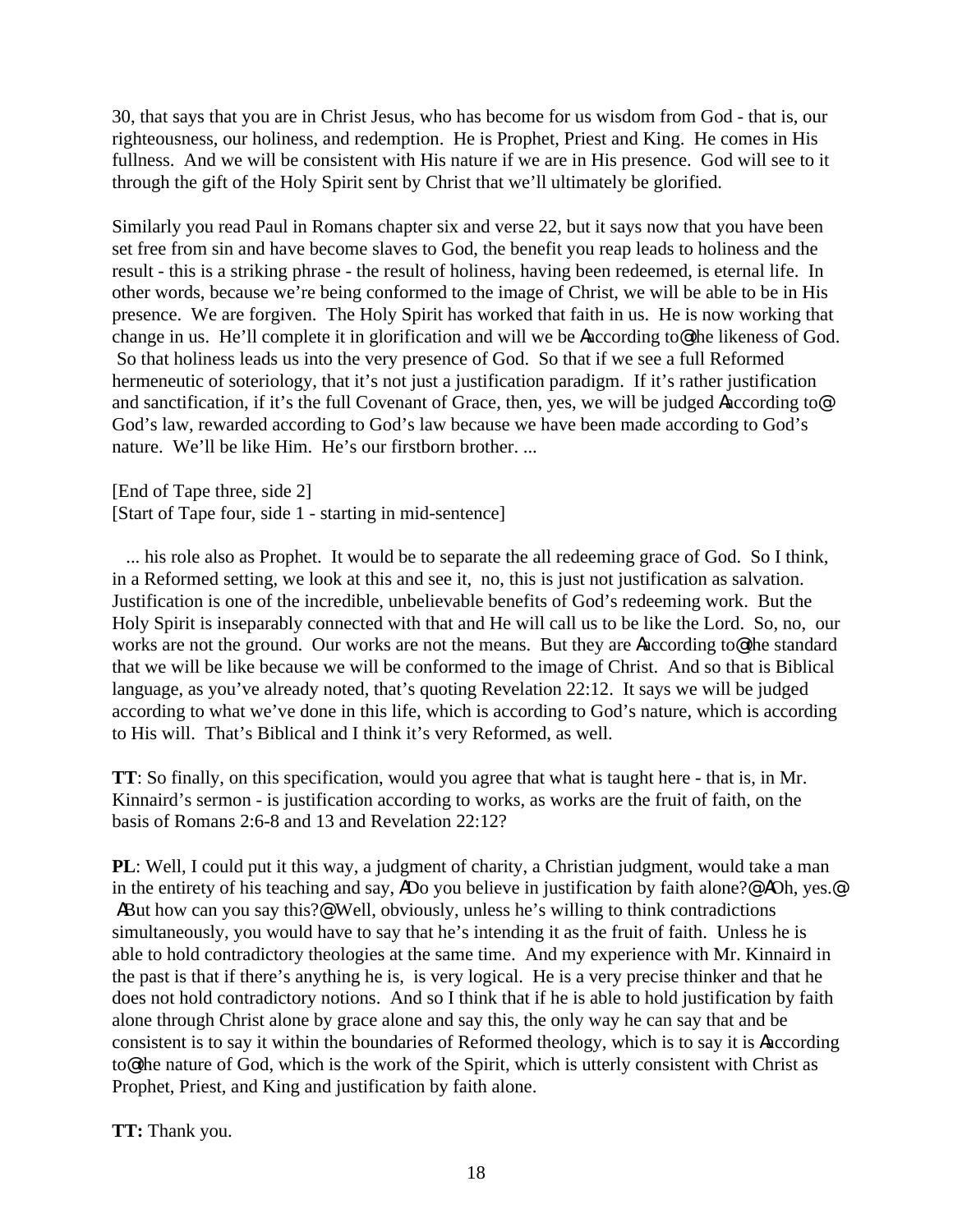30, that says that you are in Christ Jesus, who has become for us wisdom from God - that is, our righteousness, our holiness, and redemption. He is Prophet, Priest and King. He comes in His fullness. And we will be consistent with His nature if we are in His presence. God will see to it through the gift of the Holy Spirit sent by Christ that we'll ultimately be glorified.

Similarly you read Paul in Romans chapter six and verse 22, but it says now that you have been set free from sin and have become slaves to God, the benefit you reap leads to holiness and the result - this is a striking phrase - the result of holiness, having been redeemed, is eternal life. In other words, because we're being conformed to the image of Christ, we will be able to be in His presence. We are forgiven. The Holy Spirit has worked that faith in us. He is now working that change in us. He'll complete it in glorification and will we be Aaccording to@ the likeness of God. So that holiness leads us into the very presence of God. So that if we see a full Reformed hermeneutic of soteriology, that it's not just a justification paradigm. If it's rather justification and sanctification, if it's the full Covenant of Grace, then, yes, we will be judged Aaccording to@ God's law, rewarded according to God's law because we have been made according to God's nature. We'll be like Him. He's our firstborn brother. ...

[End of Tape three, side 2]
[Start of Tape four, side 1 - starting in mid-sentence]

... his role also as Prophet. It would be to separate the all redeeming grace of God. So I think, in a Reformed setting, we look at this and see it, no, this is just not justification as salvation. Justification is one of the incredible, unbelievable benefits of God's redeeming work. But the Holy Spirit is inseparably connected with that and He will call us to be like the Lord. So, no, our works are not the ground. Our works are not the means. But they are Aaccording to@ the standard that we will be like because we will be conformed to the image of Christ. And so that is Biblical language, as you've already noted, that's quoting Revelation 22:12. It says we will be judged according to what we've done in this life, which is according to God's nature, which is according to His will. That's Biblical and I think it's very Reformed, as well.

**TT**: So finally, on this specification, would you agree that what is taught here - that is, in Mr. Kinnaird's sermon - is justification according to works, as works are the fruit of faith, on the basis of Romans 2:6-8 and 13 and Revelation 22:12?

**PL**: Well, I could put it this way, a judgment of charity, a Christian judgment, would take a man in the entirety of his teaching and say, ADo you believe in justification by faith alone?@ AOh, yes.@ ABut how can you say this?@ Well, obviously, unless he's willing to think contradictions simultaneously, you would have to say that he's intending it as the fruit of faith. Unless he is able to hold contradictory theologies at the same time. And my experience with Mr. Kinnaird in the past is that if there's anything he is, is very logical. He is a very precise thinker and that he does not hold contradictory notions. And so I think that if he is able to hold justification by faith alone through Christ alone by grace alone and say this, the only way he can say that and be consistent is to say it within the boundaries of Reformed theology, which is to say it is Aaccording to@ the nature of God, which is the work of the Spirit, which is utterly consistent with Christ as Prophet, Priest, and King and justification by faith alone.

**TT:** Thank you.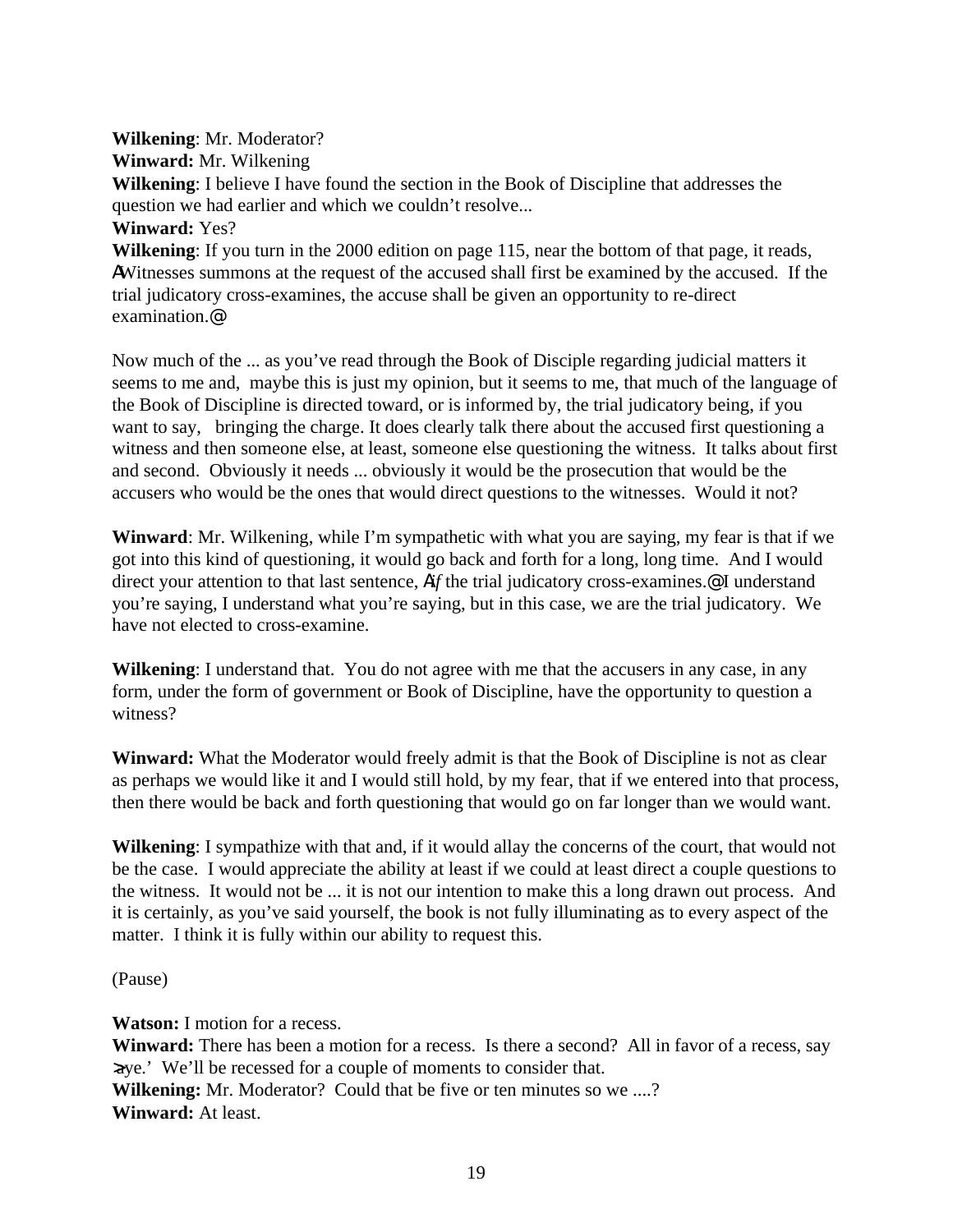**Wilkening**: Mr. Moderator?
**Winward:** Mr. Wilkening
**Wilkening**: I believe I have found the section in the Book of Discipline that addresses the question we had earlier and which we couldn't resolve...
**Winward:** Yes?
**Wilkening**: If you turn in the 2000 edition on page 115, near the bottom of that page, it reads, AWitnesses summons at the request of the accused shall first be examined by the accused. If the trial judicatory cross-examines, the accuse shall be given an opportunity to re-direct examination.@

Now much of the ... as you've read through the Book of Disciple regarding judicial matters it seems to me and, maybe this is just my opinion, but it seems to me, that much of the language of the Book of Discipline is directed toward, or is informed by, the trial judicatory being, if you want to say, bringing the charge. It does clearly talk there about the accused first questioning a witness and then someone else, at least, someone else questioning the witness. It talks about first and second. Obviously it needs ... obviously it would be the prosecution that would be the accusers who would be the ones that would direct questions to the witnesses. Would it not?

**Winward**: Mr. Wilkening, while I'm sympathetic with what you are saying, my fear is that if we got into this kind of questioning, it would go back and forth for a long, long time. And I would direct your attention to that last sentence, A*If* the trial judicatory cross-examines.@ I understand you're saying, I understand what you're saying, but in this case, we are the trial judicatory. We have not elected to cross-examine.

**Wilkening**: I understand that. You do not agree with me that the accusers in any case, in any form, under the form of government or Book of Discipline, have the opportunity to question a witness?

**Winward:** What the Moderator would freely admit is that the Book of Discipline is not as clear as perhaps we would like it and I would still hold, by my fear, that if we entered into that process, then there would be back and forth questioning that would go on far longer than we would want.

**Wilkening**: I sympathize with that and, if it would allay the concerns of the court, that would not be the case. I would appreciate the ability at least if we could at least direct a couple questions to the witness. It would not be ... it is not our intention to make this a long drawn out process. And it is certainly, as you've said yourself, the book is not fully illuminating as to every aspect of the matter. I think it is fully within our ability to request this.

(Pause)

**Watson:** I motion for a recess.
**Winward:** There has been a motion for a recess. Is there a second? All in favor of a recess, say >aye.' We'll be recessed for a couple of moments to consider that.
**Wilkening:** Mr. Moderator? Could that be five or ten minutes so we ....?
**Winward:** At least.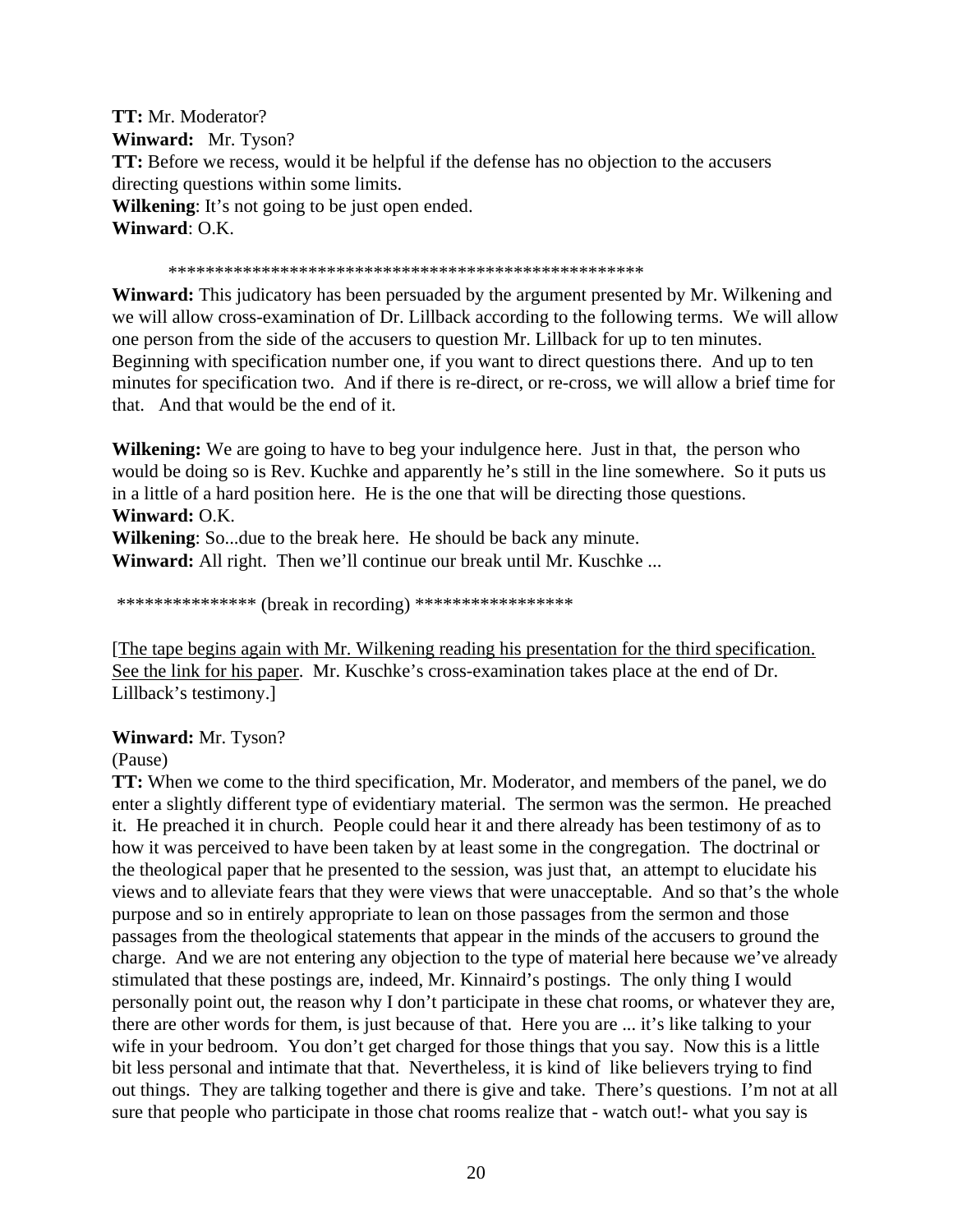**TT:** Mr. Moderator?
**Winward:** Mr. Tyson?
**TT:** Before we recess, would it be helpful if the defense has no objection to the accusers directing questions within some limits.
**Wilkening**: It's not going to be just open ended.
**Winward**: O.K.

****************************************************

**Winward:** This judicatory has been persuaded by the argument presented by Mr. Wilkening and we will allow cross-examination of Dr. Lillback according to the following terms. We will allow one person from the side of the accusers to question Mr. Lillback for up to ten minutes. Beginning with specification number one, if you want to direct questions there. And up to ten minutes for specification two. And if there is re-direct, or re-cross, we will allow a brief time for that. And that would be the end of it.

**Wilkening:** We are going to have to beg your indulgence here. Just in that, the person who would be doing so is Rev. Kuchke and apparently he's still in the line somewhere. So it puts us in a little of a hard position here. He is the one that will be directing those questions.
**Winward:** O.K.
**Wilkening**: So...due to the break here. He should be back any minute.
**Winward:** All right. Then we'll continue our break until Mr. Kuschke ...

*************** (break in recording) *****************

[The tape begins again with Mr. Wilkening reading his presentation for the third specification. See the link for his paper. Mr. Kuschke's cross-examination takes place at the end of Dr. Lillback's testimony.]

**Winward:** Mr. Tyson?
(Pause)
**TT:** When we come to the third specification, Mr. Moderator, and members of the panel, we do enter a slightly different type of evidentiary material. The sermon was the sermon. He preached it. He preached it in church. People could hear it and there already has been testimony of as to how it was perceived to have been taken by at least some in the congregation. The doctrinal or the theological paper that he presented to the session, was just that, an attempt to elucidate his views and to alleviate fears that they were views that were unacceptable. And so that's the whole purpose and so in entirely appropriate to lean on those passages from the sermon and those passages from the theological statements that appear in the minds of the accusers to ground the charge. And we are not entering any objection to the type of material here because we've already stimulated that these postings are, indeed, Mr. Kinnaird's postings. The only thing I would personally point out, the reason why I don't participate in these chat rooms, or whatever they are, there are other words for them, is just because of that. Here you are ... it's like talking to your wife in your bedroom. You don't get charged for those things that you say. Now this is a little bit less personal and intimate that that. Nevertheless, it is kind of like believers trying to find out things. They are talking together and there is give and take. There's questions. I'm not at all sure that people who participate in those chat rooms realize that - watch out!- what you say is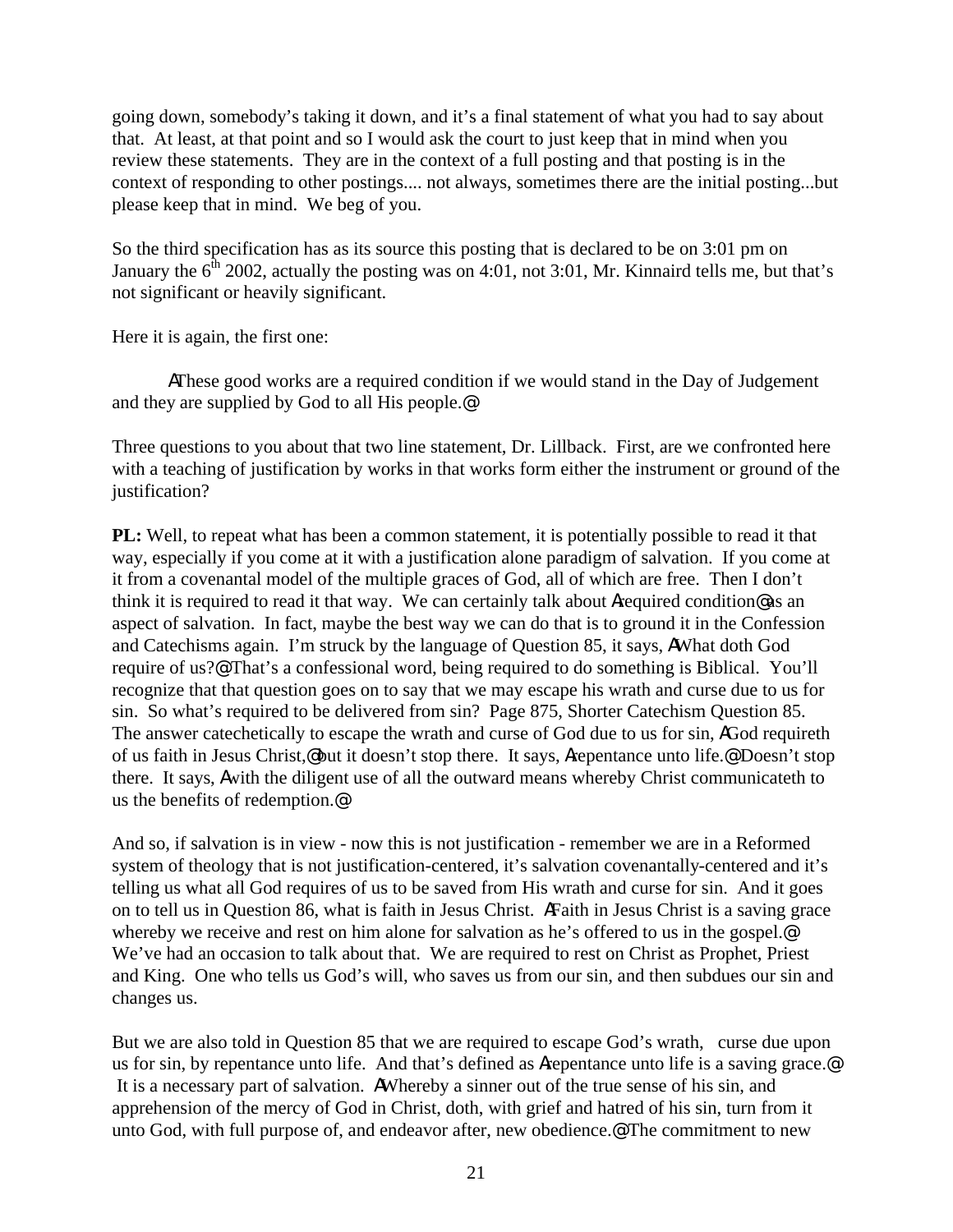going down, somebody's taking it down, and it's a final statement of what you had to say about that. At least, at that point and so I would ask the court to just keep that in mind when you review these statements. They are in the context of a full posting and that posting is in the context of responding to other postings.... not always, sometimes there are the initial posting...but please keep that in mind. We beg of you.

So the third specification has as its source this posting that is declared to be on 3:01 pm on January the 6th 2002, actually the posting was on 4:01, not 3:01, Mr. Kinnaird tells me, but that's not significant or heavily significant.

Here it is again, the first one:

> AThese good works are a required condition if we would stand in the Day of Judgement and they are supplied by God to all His people.@

Three questions to you about that two line statement, Dr. Lillback. First, are we confronted here with a teaching of justification by works in that works form either the instrument or ground of the justification?

**PL:** Well, to repeat what has been a common statement, it is potentially possible to read it that way, especially if you come at it with a justification alone paradigm of salvation. If you come at it from a covenantal model of the multiple graces of God, all of which are free. Then I don't think it is required to read it that way. We can certainly talk about Arequired condition@ as an aspect of salvation. In fact, maybe the best way we can do that is to ground it in the Confession and Catechisms again. I'm struck by the language of Question 85, it says, AWhat doth God require of us?@ That's a confessional word, being required to do something is Biblical. You'll recognize that that question goes on to say that we may escape his wrath and curse due to us for sin. So what's required to be delivered from sin? Page 875, Shorter Catechism Question 85. The answer catechetically to escape the wrath and curse of God due to us for sin, AGod requireth of us faith in Jesus Christ,@ but it doesn't stop there. It says, Arepentance unto life.@ Doesn't stop there. It says, Awith the diligent use of all the outward means whereby Christ communicateth to us the benefits of redemption.@

And so, if salvation is in view - now this is not justification - remember we are in a Reformed system of theology that is not justification-centered, it's salvation covenantally-centered and it's telling us what all God requires of us to be saved from His wrath and curse for sin. And it goes on to tell us in Question 86, what is faith in Jesus Christ. AFaith in Jesus Christ is a saving grace whereby we receive and rest on him alone for salvation as he's offered to us in the gospel.@ We've had an occasion to talk about that. We are required to rest on Christ as Prophet, Priest and King. One who tells us God's will, who saves us from our sin, and then subdues our sin and changes us.

But we are also told in Question 85 that we are required to escape God's wrath, curse due upon us for sin, by repentance unto life. And that's defined as Arepentance unto life is a saving grace.@ It is a necessary part of salvation. AWhereby a sinner out of the true sense of his sin, and apprehension of the mercy of God in Christ, doth, with grief and hatred of his sin, turn from it unto God, with full purpose of, and endeavor after, new obedience.@ The commitment to new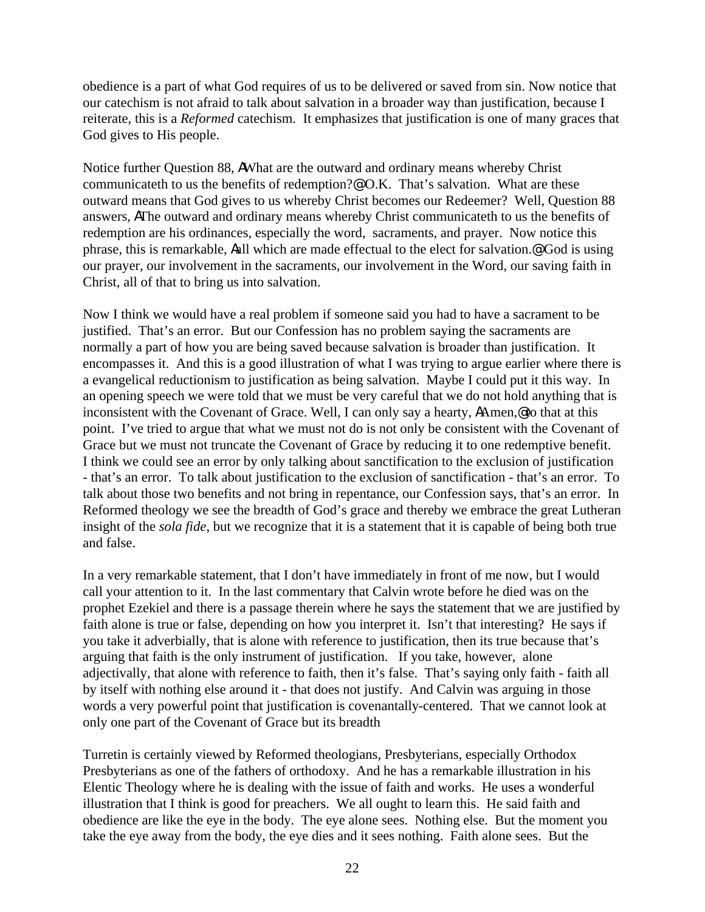obedience is a part of what God requires of us to be delivered or saved from sin. Now notice that our catechism is not afraid to talk about salvation in a broader way than justification, because I reiterate, this is a *Reformed* catechism. It emphasizes that justification is one of many graces that God gives to His people.

Notice further Question 88, AWhat are the outward and ordinary means whereby Christ communicateth to us the benefits of redemption?@ O.K. That's salvation. What are these outward means that God gives to us whereby Christ becomes our Redeemer? Well, Question 88 answers, AThe outward and ordinary means whereby Christ communicateth to us the benefits of redemption are his ordinances, especially the word, sacraments, and prayer. Now notice this phrase, this is remarkable, Aall which are made effectual to the elect for salvation.@ God is using our prayer, our involvement in the sacraments, our involvement in the Word, our saving faith in Christ, all of that to bring us into salvation.

Now I think we would have a real problem if someone said you had to have a sacrament to be justified. That's an error. But our Confession has no problem saying the sacraments are normally a part of how you are being saved because salvation is broader than justification. It encompasses it. And this is a good illustration of what I was trying to argue earlier where there is a evangelical reductionism to justification as being salvation. Maybe I could put it this way. In an opening speech we were told that we must be very careful that we do not hold anything that is inconsistent with the Covenant of Grace. Well, I can only say a hearty, AAmen,@ to that at this point. I've tried to argue that what we must not do is not only be consistent with the Covenant of Grace but we must not truncate the Covenant of Grace by reducing it to one redemptive benefit. I think we could see an error by only talking about sanctification to the exclusion of justification - that's an error. To talk about justification to the exclusion of sanctification - that's an error. To talk about those two benefits and not bring in repentance, our Confession says, that's an error. In Reformed theology we see the breadth of God's grace and thereby we embrace the great Lutheran insight of the *sola fide*, but we recognize that it is a statement that it is capable of being both true and false.

In a very remarkable statement, that I don't have immediately in front of me now, but I would call your attention to it. In the last commentary that Calvin wrote before he died was on the prophet Ezekiel and there is a passage therein where he says the statement that we are justified by faith alone is true or false, depending on how you interpret it. Isn't that interesting? He says if you take it adverbially, that is alone with reference to justification, then its true because that's arguing that faith is the only instrument of justification. If you take, however, alone adjectivally, that alone with reference to faith, then it's false. That's saying only faith - faith all by itself with nothing else around it - that does not justify. And Calvin was arguing in those words a very powerful point that justification is covenantally-centered. That we cannot look at only one part of the Covenant of Grace but its breadth

Turretin is certainly viewed by Reformed theologians, Presbyterians, especially Orthodox Presbyterians as one of the fathers of orthodoxy. And he has a remarkable illustration in his Elentic Theology where he is dealing with the issue of faith and works. He uses a wonderful illustration that I think is good for preachers. We all ought to learn this. He said faith and obedience are like the eye in the body. The eye alone sees. Nothing else. But the moment you take the eye away from the body, the eye dies and it sees nothing. Faith alone sees. But the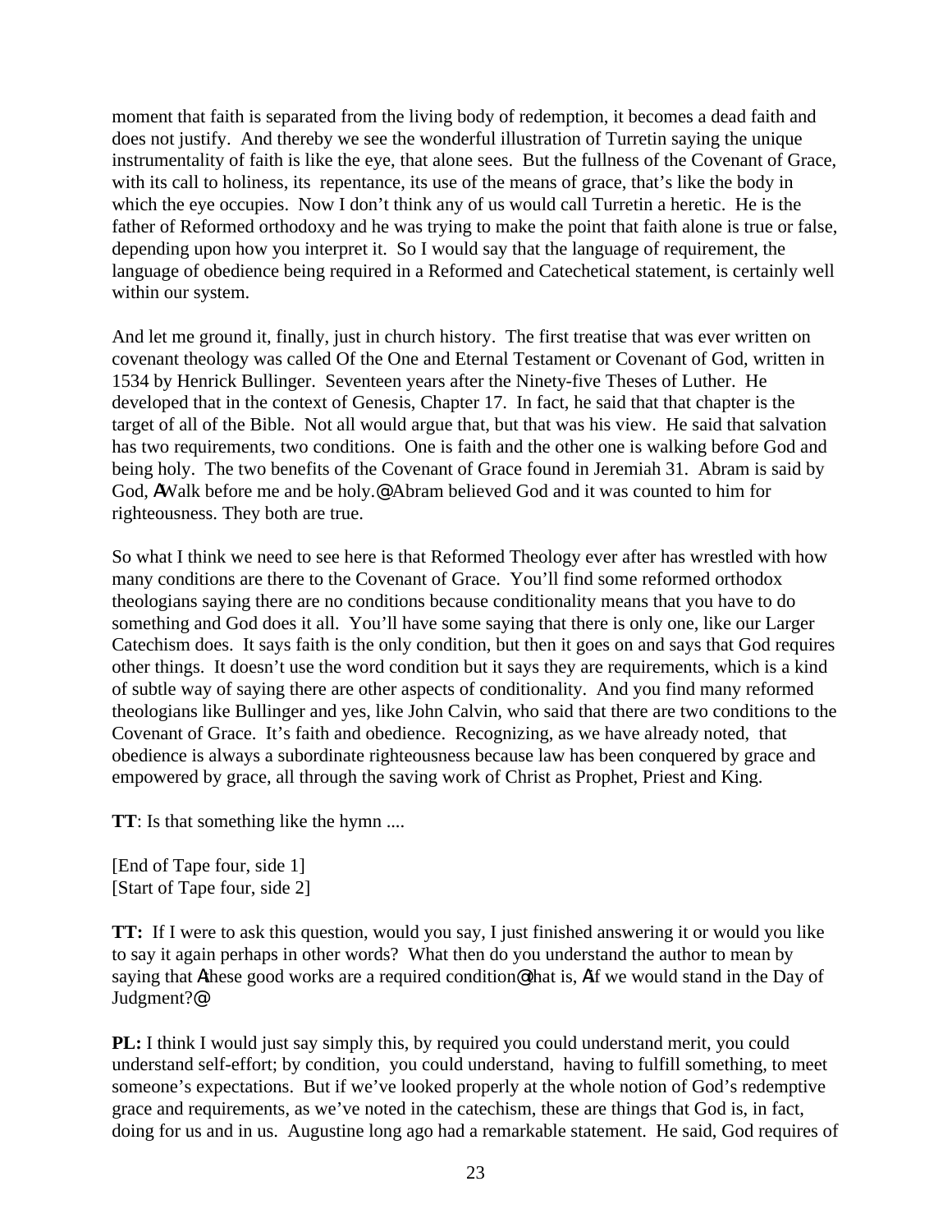moment that faith is separated from the living body of redemption, it becomes a dead faith and does not justify. And thereby we see the wonderful illustration of Turretin saying the unique instrumentality of faith is like the eye, that alone sees. But the fullness of the Covenant of Grace, with its call to holiness, its repentance, its use of the means of grace, that's like the body in which the eye occupies. Now I don't think any of us would call Turretin a heretic. He is the father of Reformed orthodoxy and he was trying to make the point that faith alone is true or false, depending upon how you interpret it. So I would say that the language of requirement, the language of obedience being required in a Reformed and Catechetical statement, is certainly well within our system.

And let me ground it, finally, just in church history. The first treatise that was ever written on covenant theology was called Of the One and Eternal Testament or Covenant of God, written in 1534 by Henrick Bullinger. Seventeen years after the Ninety-five Theses of Luther. He developed that in the context of Genesis, Chapter 17. In fact, he said that that chapter is the target of all of the Bible. Not all would argue that, but that was his view. He said that salvation has two requirements, two conditions. One is faith and the other one is walking before God and being holy. The two benefits of the Covenant of Grace found in Jeremiah 31. Abram is said by God, AWalk before me and be holy.@ Abram believed God and it was counted to him for righteousness. They both are true.

So what I think we need to see here is that Reformed Theology ever after has wrestled with how many conditions are there to the Covenant of Grace. You'll find some reformed orthodox theologians saying there are no conditions because conditionality means that you have to do something and God does it all. You'll have some saying that there is only one, like our Larger Catechism does. It says faith is the only condition, but then it goes on and says that God requires other things. It doesn't use the word condition but it says they are requirements, which is a kind of subtle way of saying there are other aspects of conditionality. And you find many reformed theologians like Bullinger and yes, like John Calvin, who said that there are two conditions to the Covenant of Grace. It's faith and obedience. Recognizing, as we have already noted, that obedience is always a subordinate righteousness because law has been conquered by grace and empowered by grace, all through the saving work of Christ as Prophet, Priest and King.

**TT**: Is that something like the hymn ....

[End of Tape four, side 1]
[Start of Tape four, side 2]

**TT:** If I were to ask this question, would you say, I just finished answering it or would you like to say it again perhaps in other words? What then do you understand the author to mean by saying that Athese good works are a required condition@ that is, Aif we would stand in the Day of Judgment?@

**PL:** I think I would just say simply this, by required you could understand merit, you could understand self-effort; by condition, you could understand, having to fulfill something, to meet someone's expectations. But if we've looked properly at the whole notion of God's redemptive grace and requirements, as we've noted in the catechism, these are things that God is, in fact, doing for us and in us. Augustine long ago had a remarkable statement. He said, God requires of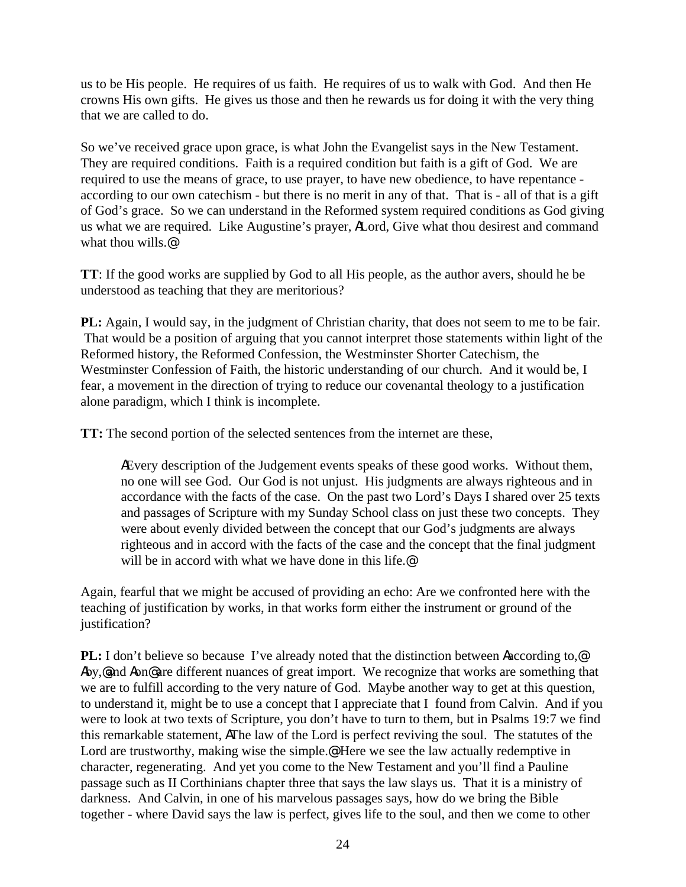us to be His people. He requires of us faith. He requires of us to walk with God. And then He crowns His own gifts. He gives us those and then he rewards us for doing it with the very thing that we are called to do.

So we've received grace upon grace, is what John the Evangelist says in the New Testament. They are required conditions. Faith is a required condition but faith is a gift of God. We are required to use the means of grace, to use prayer, to have new obedience, to have repentance - according to our own catechism - but there is no merit in any of that. That is - all of that is a gift of God's grace. So we can understand in the Reformed system required conditions as God giving us what we are required. Like Augustine's prayer, ΑLord, Give what thou desirest and command what thou wills.@

**TT**: If the good works are supplied by God to all His people, as the author avers, should he be understood as teaching that they are meritorious?

**PL:** Again, I would say, in the judgment of Christian charity, that does not seem to me to be fair. That would be a position of arguing that you cannot interpret those statements within light of the Reformed history, the Reformed Confession, the Westminster Shorter Catechism, the Westminster Confession of Faith, the historic understanding of our church. And it would be, I fear, a movement in the direction of trying to reduce our covenantal theology to a justification alone paradigm, which I think is incomplete.

**TT:** The second portion of the selected sentences from the internet are these,

> ΑEvery description of the Judgement events speaks of these good works. Without them, no one will see God. Our God is not unjust. His judgments are always righteous and in accordance with the facts of the case. On the past two Lord's Days I shared over 25 texts and passages of Scripture with my Sunday School class on just these two concepts. They were about evenly divided between the concept that our God's judgments are always righteous and in accord with the facts of the case and the concept that the final judgment will be in accord with what we have done in this life.@

Again, fearful that we might be accused of providing an echo: Are we confronted here with the teaching of justification by works, in that works form either the instrument or ground of the justification?

**PL:** I don't believe so because I've already noted that the distinction between Αaccording to,@ Αby,@ and Αon@ are different nuances of great import. We recognize that works are something that we are to fulfill according to the very nature of God. Maybe another way to get at this question, to understand it, might be to use a concept that I appreciate that I found from Calvin. And if you were to look at two texts of Scripture, you don't have to turn to them, but in Psalms 19:7 we find this remarkable statement, ΑThe law of the Lord is perfect reviving the soul. The statutes of the Lord are trustworthy, making wise the simple.@ Here we see the law actually redemptive in character, regenerating. And yet you come to the New Testament and you'll find a Pauline passage such as II Corthinians chapter three that says the law slays us. That it is a ministry of darkness. And Calvin, in one of his marvelous passages says, how do we bring the Bible together - where David says the law is perfect, gives life to the soul, and then we come to other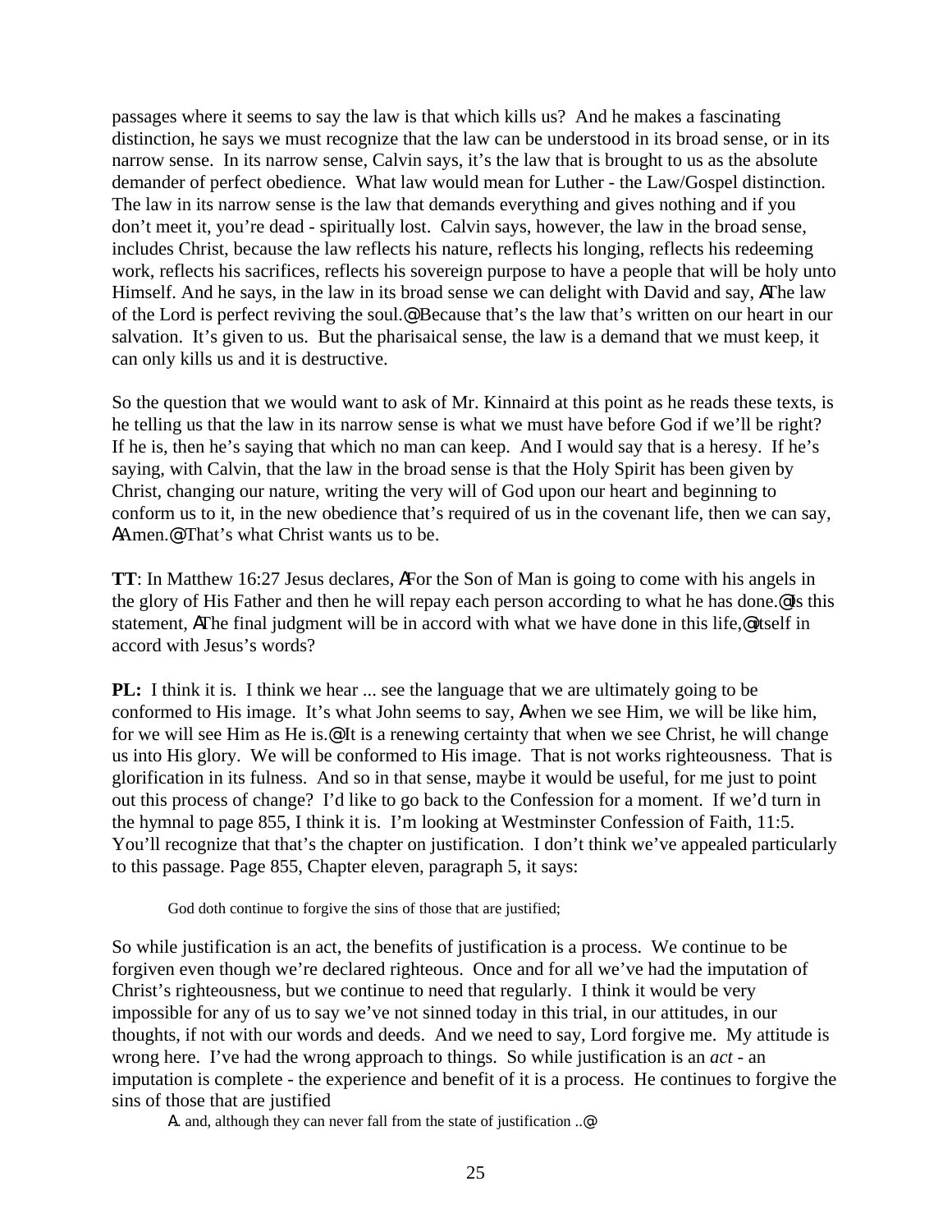passages where it seems to say the law is that which kills us? And he makes a fascinating distinction, he says we must recognize that the law can be understood in its broad sense, or in its narrow sense. In its narrow sense, Calvin says, it's the law that is brought to us as the absolute demander of perfect obedience. What law would mean for Luther - the Law/Gospel distinction. The law in its narrow sense is the law that demands everything and gives nothing and if you don't meet it, you're dead - spiritually lost. Calvin says, however, the law in the broad sense, includes Christ, because the law reflects his nature, reflects his longing, reflects his redeeming work, reflects his sacrifices, reflects his sovereign purpose to have a people that will be holy unto Himself. And he says, in the law in its broad sense we can delight with David and say, AThe law of the Lord is perfect reviving the soul.@ Because that's the law that's written on our heart in our salvation. It's given to us. But the pharisaical sense, the law is a demand that we must keep, it can only kills us and it is destructive.

So the question that we would want to ask of Mr. Kinnaird at this point as he reads these texts, is he telling us that the law in its narrow sense is what we must have before God if we'll be right? If he is, then he's saying that which no man can keep. And I would say that is a heresy. If he's saying, with Calvin, that the law in the broad sense is that the Holy Spirit has been given by Christ, changing our nature, writing the very will of God upon our heart and beginning to conform us to it, in the new obedience that's required of us in the covenant life, then we can say, AAmen.@ That's what Christ wants us to be.

**TT**: In Matthew 16:27 Jesus declares, AFor the Son of Man is going to come with his angels in the glory of His Father and then he will repay each person according to what he has done.@ Is this statement, AThe final judgment will be in accord with what we have done in this life,@ itself in accord with Jesus's words?

**PL:** I think it is. I think we hear ... see the language that we are ultimately going to be conformed to His image. It's what John seems to say, Awhen we see Him, we will be like him, for we will see Him as He is.@ It is a renewing certainty that when we see Christ, he will change us into His glory. We will be conformed to His image. That is not works righteousness. That is glorification in its fulness. And so in that sense, maybe it would be useful, for me just to point out this process of change? I'd like to go back to the Confession for a moment. If we'd turn in the hymnal to page 855, I think it is. I'm looking at Westminster Confession of Faith, 11:5. You'll recognize that that's the chapter on justification. I don't think we've appealed particularly to this passage. Page 855, Chapter eleven, paragraph 5, it says:

> God doth continue to forgive the sins of those that are justified;

So while justification is an act, the benefits of justification is a process. We continue to be forgiven even though we're declared righteous. Once and for all we've had the imputation of Christ's righteousness, but we continue to need that regularly. I think it would be very impossible for any of us to say we've not sinned today in this trial, in our attitudes, in our thoughts, if not with our words and deeds. And we need to say, Lord forgive me. My attitude is wrong here. I've had the wrong approach to things. So while justification is an *act* - an imputation is complete - the experience and benefit of it is a process. He continues to forgive the sins of those that are justified

> A. and, although they can never fall from the state of justification ..@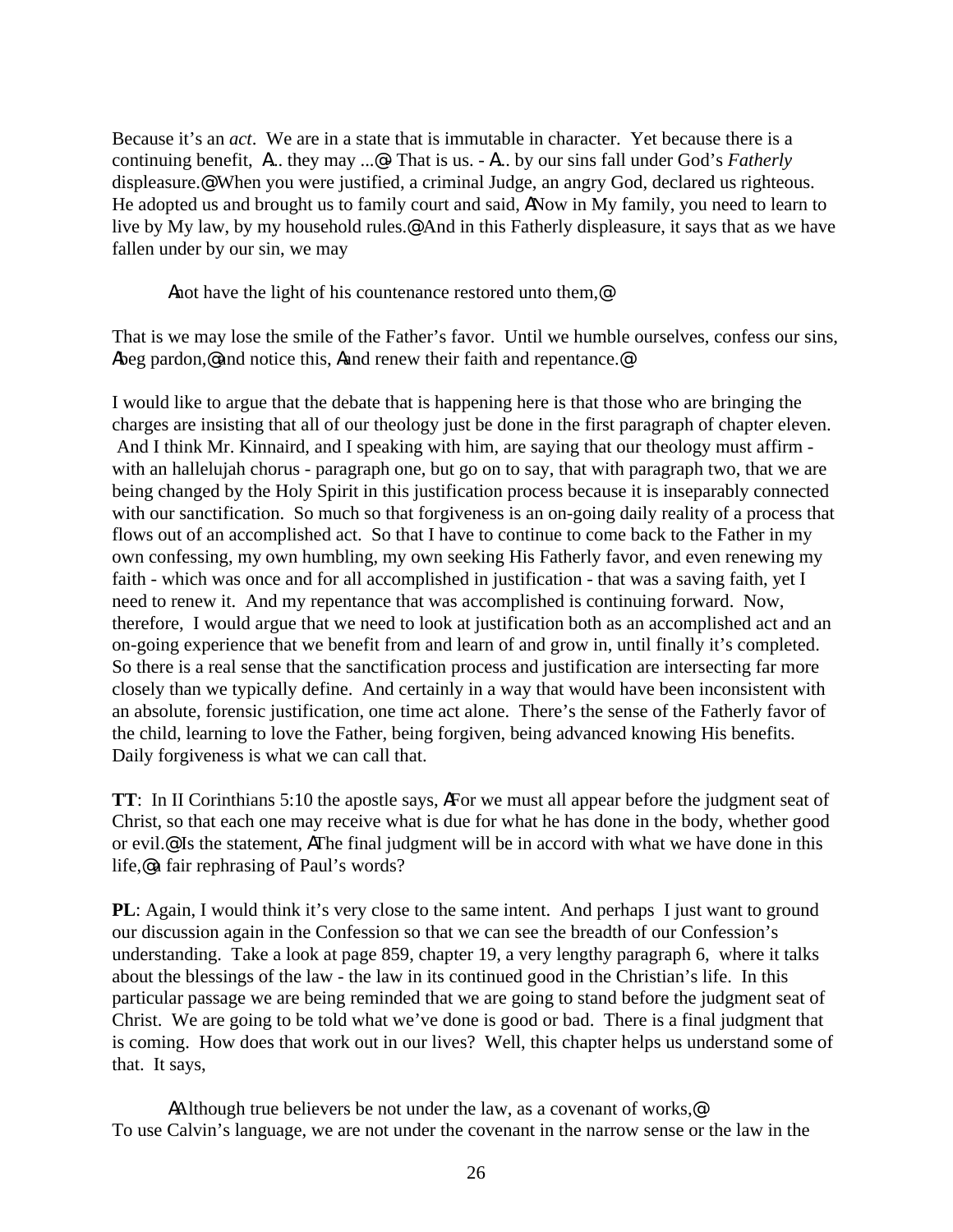Because it's an *act*. We are in a state that is immutable in character. Yet because there is a continuing benefit, A... they may ...@ That is us. - A... by our sins fall under God's *Fatherly* displeasure.@ When you were justified, a criminal Judge, an angry God, declared us righteous. He adopted us and brought us to family court and said, ANow in My family, you need to learn to live by My law, by my household rules.@ And in this Fatherly displeasure, it says that as we have fallen under by our sin, we may

> Anot have the light of his countenance restored unto them,@

That is we may lose the smile of the Father's favor. Until we humble ourselves, confess our sins, Abeg pardon,@ and notice this, Aand renew their faith and repentance.@

I would like to argue that the debate that is happening here is that those who are bringing the charges are insisting that all of our theology just be done in the first paragraph of chapter eleven. And I think Mr. Kinnaird, and I speaking with him, are saying that our theology must affirm - with an hallelujah chorus - paragraph one, but go on to say, that with paragraph two, that we are being changed by the Holy Spirit in this justification process because it is inseparably connected with our sanctification. So much so that forgiveness is an on-going daily reality of a process that flows out of an accomplished act. So that I have to continue to come back to the Father in my own confessing, my own humbling, my own seeking His Fatherly favor, and even renewing my faith - which was once and for all accomplished in justification - that was a saving faith, yet I need to renew it. And my repentance that was accomplished is continuing forward. Now, therefore, I would argue that we need to look at justification both as an accomplished act and an on-going experience that we benefit from and learn of and grow in, until finally it's completed. So there is a real sense that the sanctification process and justification are intersecting far more closely than we typically define. And certainly in a way that would have been inconsistent with an absolute, forensic justification, one time act alone. There's the sense of the Fatherly favor of the child, learning to love the Father, being forgiven, being advanced knowing His benefits. Daily forgiveness is what we can call that.

**TT**: In II Corinthians 5:10 the apostle says, AFor we must all appear before the judgment seat of Christ, so that each one may receive what is due for what he has done in the body, whether good or evil.@ Is the statement, AThe final judgment will be in accord with what we have done in this life,@ a fair rephrasing of Paul's words?

**PL**: Again, I would think it's very close to the same intent. And perhaps I just want to ground our discussion again in the Confession so that we can see the breadth of our Confession's understanding. Take a look at page 859, chapter 19, a very lengthy paragraph 6, where it talks about the blessings of the law - the law in its continued good in the Christian's life. In this particular passage we are being reminded that we are going to stand before the judgment seat of Christ. We are going to be told what we've done is good or bad. There is a final judgment that is coming. How does that work out in our lives? Well, this chapter helps us understand some of that. It says,

> AAlthough true believers be not under the law, as a covenant of works,@

To use Calvin's language, we are not under the covenant in the narrow sense or the law in the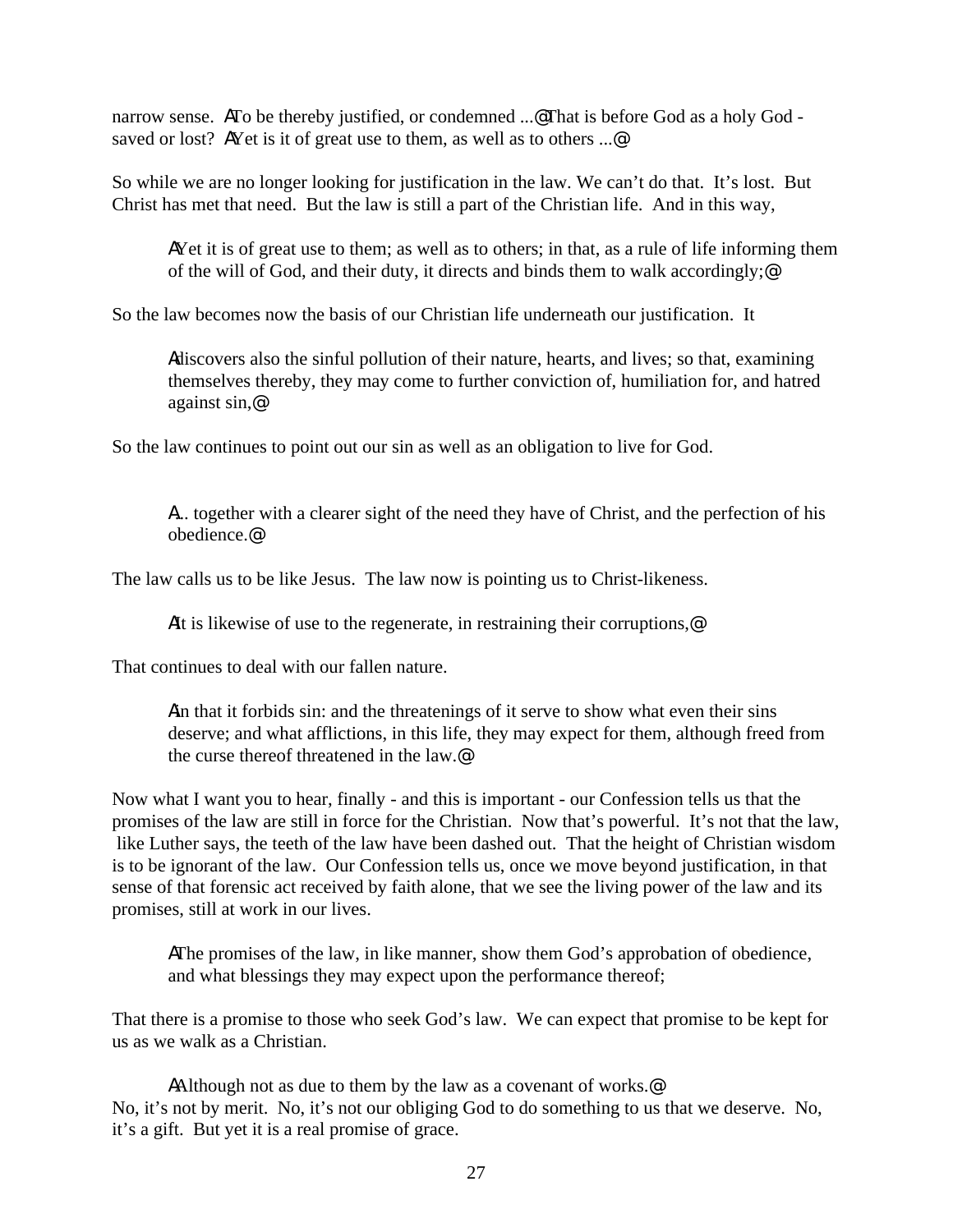narrow sense. ATo be thereby justified, or condemned ...@ That is before God as a holy God - saved or lost? AYet is it of great use to them, as well as to others ...@

So while we are no longer looking for justification in the law. We can't do that. It's lost. But Christ has met that need. But the law is still a part of the Christian life. And in this way,

> AYet it is of great use to them; as well as to others; in that, as a rule of life informing them of the will of God, and their duty, it directs and binds them to walk accordingly;@

So the law becomes now the basis of our Christian life underneath our justification. It

> Adiscovers also the sinful pollution of their nature, hearts, and lives; so that, examining themselves thereby, they may come to further conviction of, humiliation for, and hatred against sin,@

So the law continues to point out our sin as well as an obligation to live for God.

> A.. together with a clearer sight of the need they have of Christ, and the perfection of his obedience.@

The law calls us to be like Jesus. The law now is pointing us to Christ-likeness.

> AIt is likewise of use to the regenerate, in restraining their corruptions,@

That continues to deal with our fallen nature.

> Ain that it forbids sin: and the threatenings of it serve to show what even their sins deserve; and what afflictions, in this life, they may expect for them, although freed from the curse thereof threatened in the law.@

Now what I want you to hear, finally - and this is important - our Confession tells us that the promises of the law are still in force for the Christian. Now that's powerful. It's not that the law, like Luther says, the teeth of the law have been dashed out. That the height of Christian wisdom is to be ignorant of the law. Our Confession tells us, once we move beyond justification, in that sense of that forensic act received by faith alone, that we see the living power of the law and its promises, still at work in our lives.

> AThe promises of the law, in like manner, show them God's approbation of obedience, and what blessings they may expect upon the performance thereof;

That there is a promise to those who seek God's law. We can expect that promise to be kept for us as we walk as a Christian.

> AAlthough not as due to them by the law as a covenant of works.@

No, it's not by merit. No, it's not our obliging God to do something to us that we deserve. No, it's a gift. But yet it is a real promise of grace.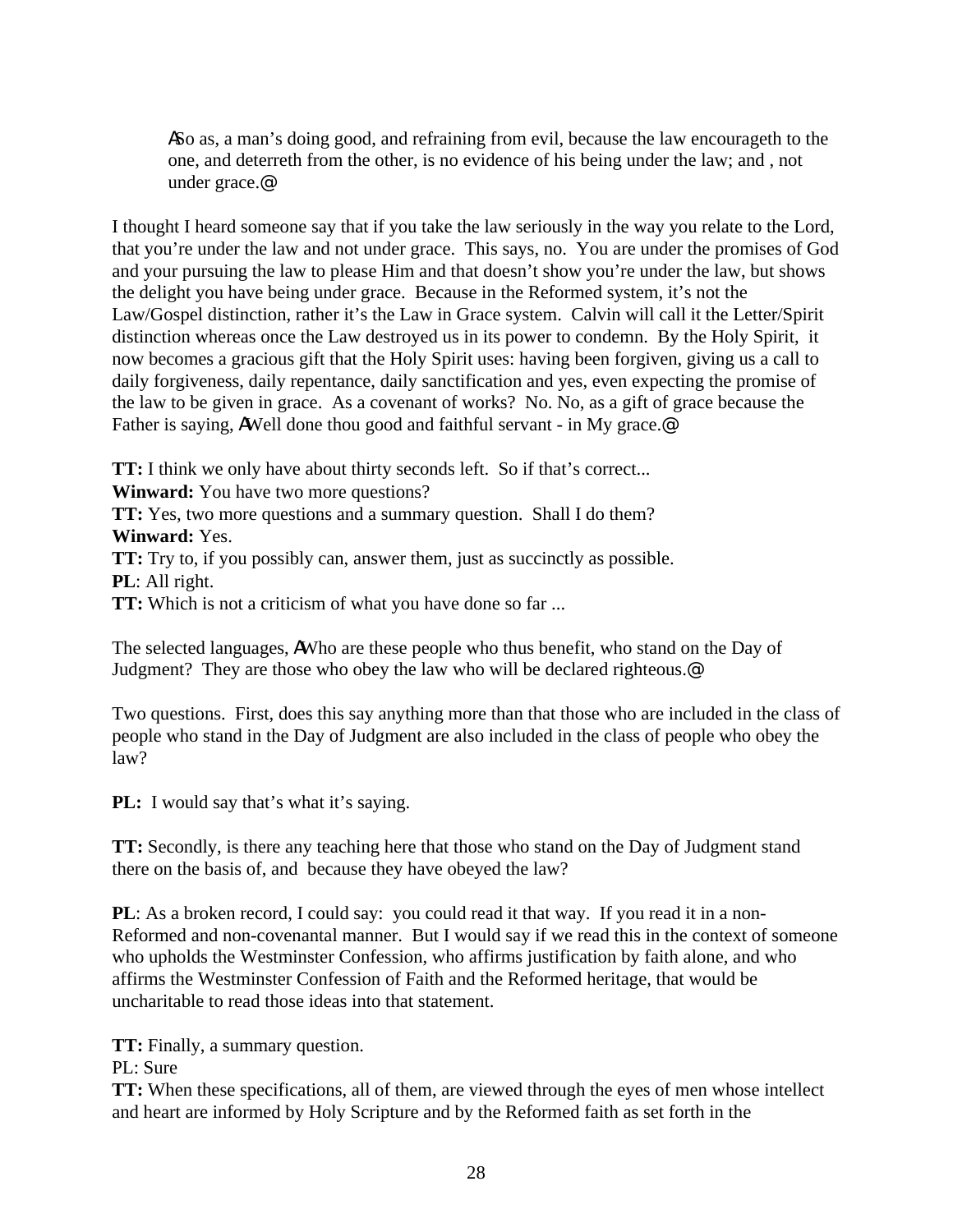> ASo as, a man's doing good, and refraining from evil, because the law encourageth to the one, and deterreth from the other, is no evidence of his being under the law; and , not under grace.@

I thought I heard someone say that if you take the law seriously in the way you relate to the Lord, that you're under the law and not under grace. This says, no. You are under the promises of God and your pursuing the law to please Him and that doesn't show you're under the law, but shows the delight you have being under grace. Because in the Reformed system, it's not the Law/Gospel distinction, rather it's the Law in Grace system. Calvin will call it the Letter/Spirit distinction whereas once the Law destroyed us in its power to condemn. By the Holy Spirit, it now becomes a gracious gift that the Holy Spirit uses: having been forgiven, giving us a call to daily forgiveness, daily repentance, daily sanctification and yes, even expecting the promise of the law to be given in grace. As a covenant of works? No. No, as a gift of grace because the Father is saying, AWell done thou good and faithful servant - in My grace.@

**TT:** I think we only have about thirty seconds left. So if that's correct...
**Winward:** You have two more questions?
**TT:** Yes, two more questions and a summary question. Shall I do them?
**Winward:** Yes.
**TT:** Try to, if you possibly can, answer them, just as succinctly as possible.
**PL**: All right.
**TT:** Which is not a criticism of what you have done so far ...

The selected languages, AWho are these people who thus benefit, who stand on the Day of Judgment? They are those who obey the law who will be declared righteous.@

Two questions. First, does this say anything more than that those who are included in the class of people who stand in the Day of Judgment are also included in the class of people who obey the law?

**PL:** I would say that's what it's saying.

**TT:** Secondly, is there any teaching here that those who stand on the Day of Judgment stand there on the basis of, and because they have obeyed the law?

**PL**: As a broken record, I could say: you could read it that way. If you read it in a non-Reformed and non-covenantal manner. But I would say if we read this in the context of someone who upholds the Westminster Confession, who affirms justification by faith alone, and who affirms the Westminster Confession of Faith and the Reformed heritage, that would be uncharitable to read those ideas into that statement.

**TT:** Finally, a summary question.
PL: Sure
**TT:** When these specifications, all of them, are viewed through the eyes of men whose intellect and heart are informed by Holy Scripture and by the Reformed faith as set forth in the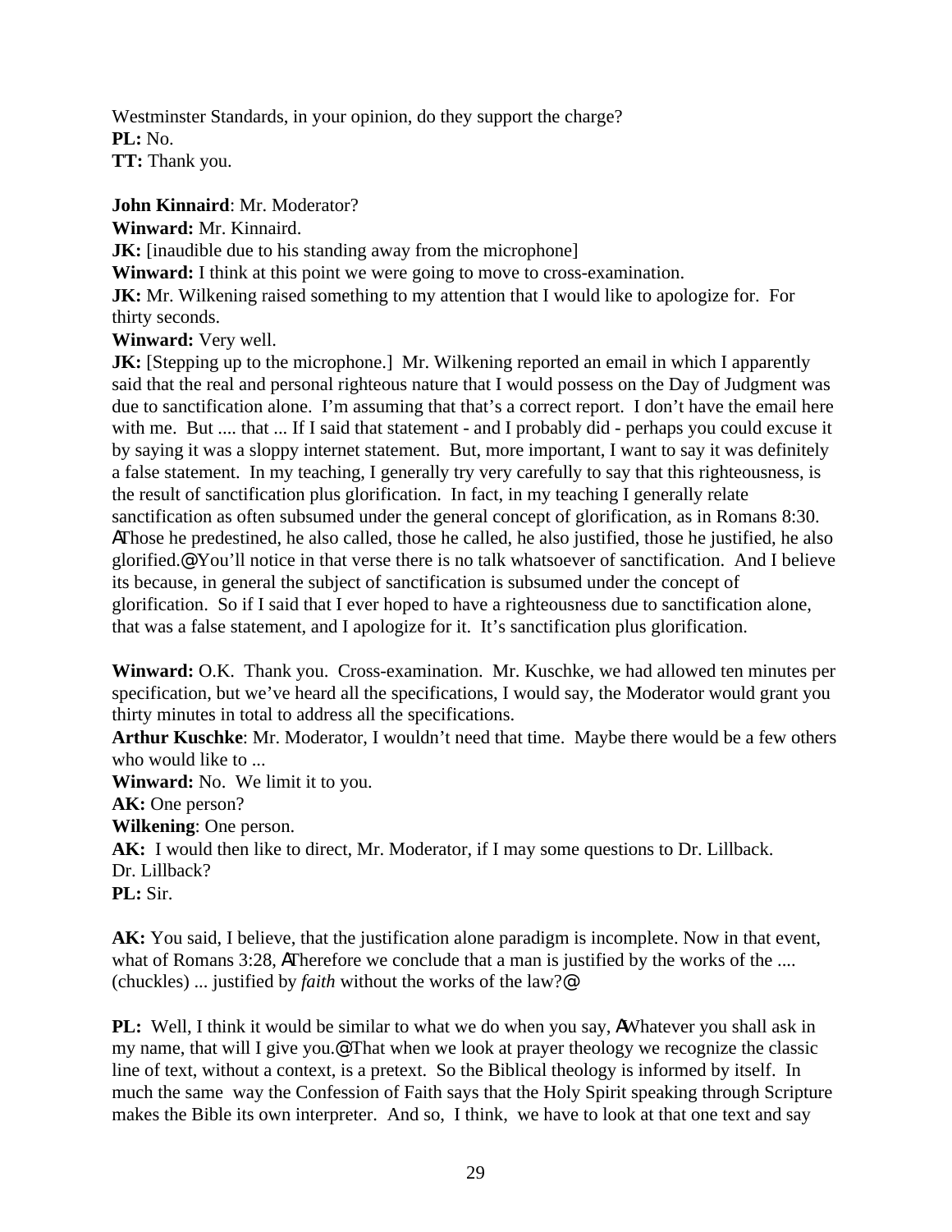Westminster Standards, in your opinion, do they support the charge?
**PL:** No.
**TT:** Thank you.

**John Kinnaird**: Mr. Moderator?
**Winward:** Mr. Kinnaird.
**JK:** [inaudible due to his standing away from the microphone]
**Winward:** I think at this point we were going to move to cross-examination.
**JK:** Mr. Wilkening raised something to my attention that I would like to apologize for. For thirty seconds.
**Winward:** Very well.
**JK:** [Stepping up to the microphone.] Mr. Wilkening reported an email in which I apparently said that the real and personal righteous nature that I would possess on the Day of Judgment was due to sanctification alone. I'm assuming that that's a correct report. I don't have the email here with me. But .... that ... If I said that statement - and I probably did - perhaps you could excuse it by saying it was a sloppy internet statement. But, more important, I want to say it was definitely a false statement. In my teaching, I generally try very carefully to say that this righteousness, is the result of sanctification plus glorification. In fact, in my teaching I generally relate sanctification as often subsumed under the general concept of glorification, as in Romans 8:30. ΑThose he predestined, he also called, those he called, he also justified, those he justified, he also glorified.@ You'll notice in that verse there is no talk whatsoever of sanctification. And I believe its because, in general the subject of sanctification is subsumed under the concept of glorification. So if I said that I ever hoped to have a righteousness due to sanctification alone, that was a false statement, and I apologize for it. It's sanctification plus glorification.

**Winward:** O.K. Thank you. Cross-examination. Mr. Kuschke, we had allowed ten minutes per specification, but we've heard all the specifications, I would say, the Moderator would grant you thirty minutes in total to address all the specifications.
**Arthur Kuschke**: Mr. Moderator, I wouldn't need that time. Maybe there would be a few others who would like to ...
**Winward:** No. We limit it to you.
**AK:** One person?
**Wilkening**: One person.
**AK:** I would then like to direct, Mr. Moderator, if I may some questions to Dr. Lillback. Dr. Lillback?
**PL:** Sir.

**AK:** You said, I believe, that the justification alone paradigm is incomplete. Now in that event, what of Romans 3:28, ΑTherefore we conclude that a man is justified by the works of the .... (chuckles) ... justified by *faith* without the works of the law?@

**PL:** Well, I think it would be similar to what we do when you say, ΑWhatever you shall ask in my name, that will I give you.@ That when we look at prayer theology we recognize the classic line of text, without a context, is a pretext. So the Biblical theology is informed by itself. In much the same way the Confession of Faith says that the Holy Spirit speaking through Scripture makes the Bible its own interpreter. And so, I think, we have to look at that one text and say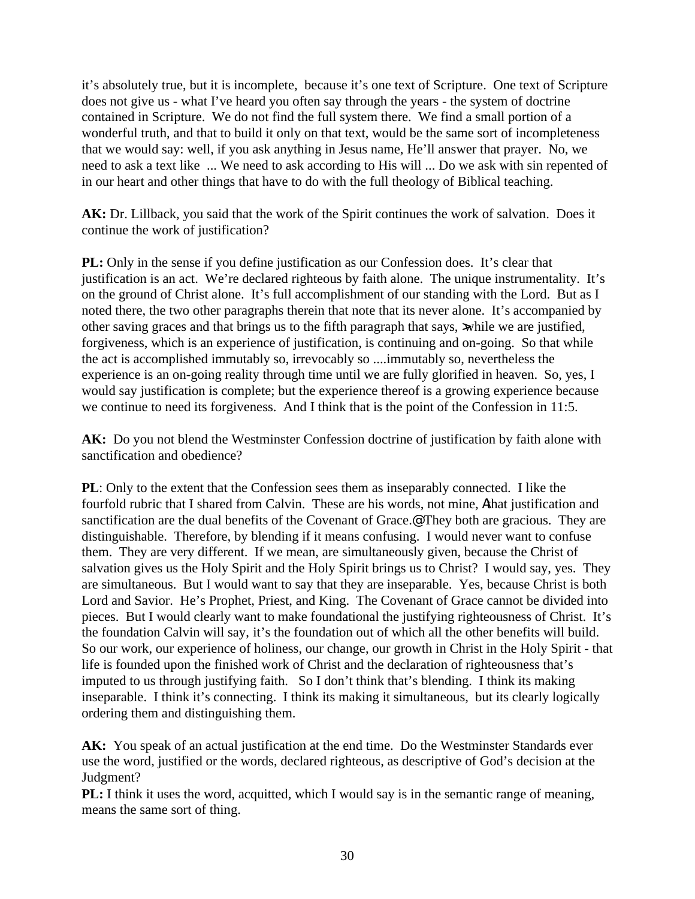it's absolutely true, but it is incomplete, because it's one text of Scripture. One text of Scripture does not give us - what I've heard you often say through the years - the system of doctrine contained in Scripture. We do not find the full system there. We find a small portion of a wonderful truth, and that to build it only on that text, would be the same sort of incompleteness that we would say: well, if you ask anything in Jesus name, He'll answer that prayer. No, we need to ask a text like ... We need to ask according to His will ... Do we ask with sin repented of in our heart and other things that have to do with the full theology of Biblical teaching.

**AK:** Dr. Lillback, you said that the work of the Spirit continues the work of salvation. Does it continue the work of justification?

**PL:** Only in the sense if you define justification as our Confession does. It's clear that justification is an act. We're declared righteous by faith alone. The unique instrumentality. It's on the ground of Christ alone. It's full accomplishment of our standing with the Lord. But as I noted there, the two other paragraphs therein that note that its never alone. It's accompanied by other saving graces and that brings us to the fifth paragraph that says, >while we are justified, forgiveness, which is an experience of justification, is continuing and on-going. So that while the act is accomplished immutably so, irrevocably so ....immutably so, nevertheless the experience is an on-going reality through time until we are fully glorified in heaven. So, yes, I would say justification is complete; but the experience thereof is a growing experience because we continue to need its forgiveness. And I think that is the point of the Confession in 11:5.

**AK:** Do you not blend the Westminster Confession doctrine of justification by faith alone with sanctification and obedience?

**PL**: Only to the extent that the Confession sees them as inseparably connected. I like the fourfold rubric that I shared from Calvin. These are his words, not mine, Athat justification and sanctification are the dual benefits of the Covenant of Grace.@ They both are gracious. They are distinguishable. Therefore, by blending if it means confusing. I would never want to confuse them. They are very different. If we mean, are simultaneously given, because the Christ of salvation gives us the Holy Spirit and the Holy Spirit brings us to Christ? I would say, yes. They are simultaneous. But I would want to say that they are inseparable. Yes, because Christ is both Lord and Savior. He's Prophet, Priest, and King. The Covenant of Grace cannot be divided into pieces. But I would clearly want to make foundational the justifying righteousness of Christ. It's the foundation Calvin will say, it's the foundation out of which all the other benefits will build. So our work, our experience of holiness, our change, our growth in Christ in the Holy Spirit - that life is founded upon the finished work of Christ and the declaration of righteousness that's imputed to us through justifying faith. So I don't think that's blending. I think its making inseparable. I think it's connecting. I think its making it simultaneous, but its clearly logically ordering them and distinguishing them.

**AK:** You speak of an actual justification at the end time. Do the Westminster Standards ever use the word, justified or the words, declared righteous, as descriptive of God's decision at the Judgment?

**PL:** I think it uses the word, acquitted, which I would say is in the semantic range of meaning, means the same sort of thing.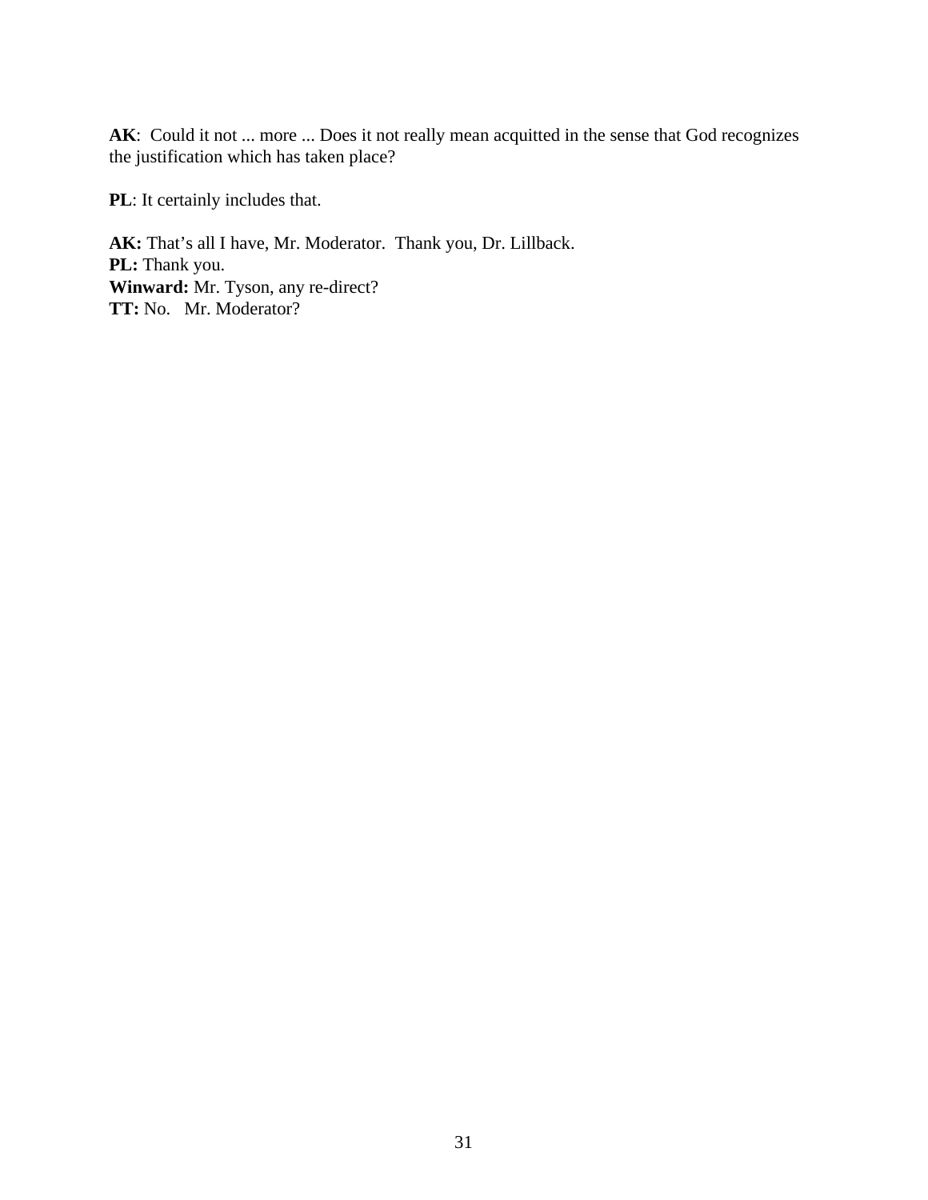**AK**: Could it not ... more ... Does it not really mean acquitted in the sense that God recognizes the justification which has taken place?

**PL**: It certainly includes that.

**AK:** That's all I have, Mr. Moderator. Thank you, Dr. Lillback.
**PL:** Thank you.
**Winward:** Mr. Tyson, any re-direct?
**TT:** No. Mr. Moderator?